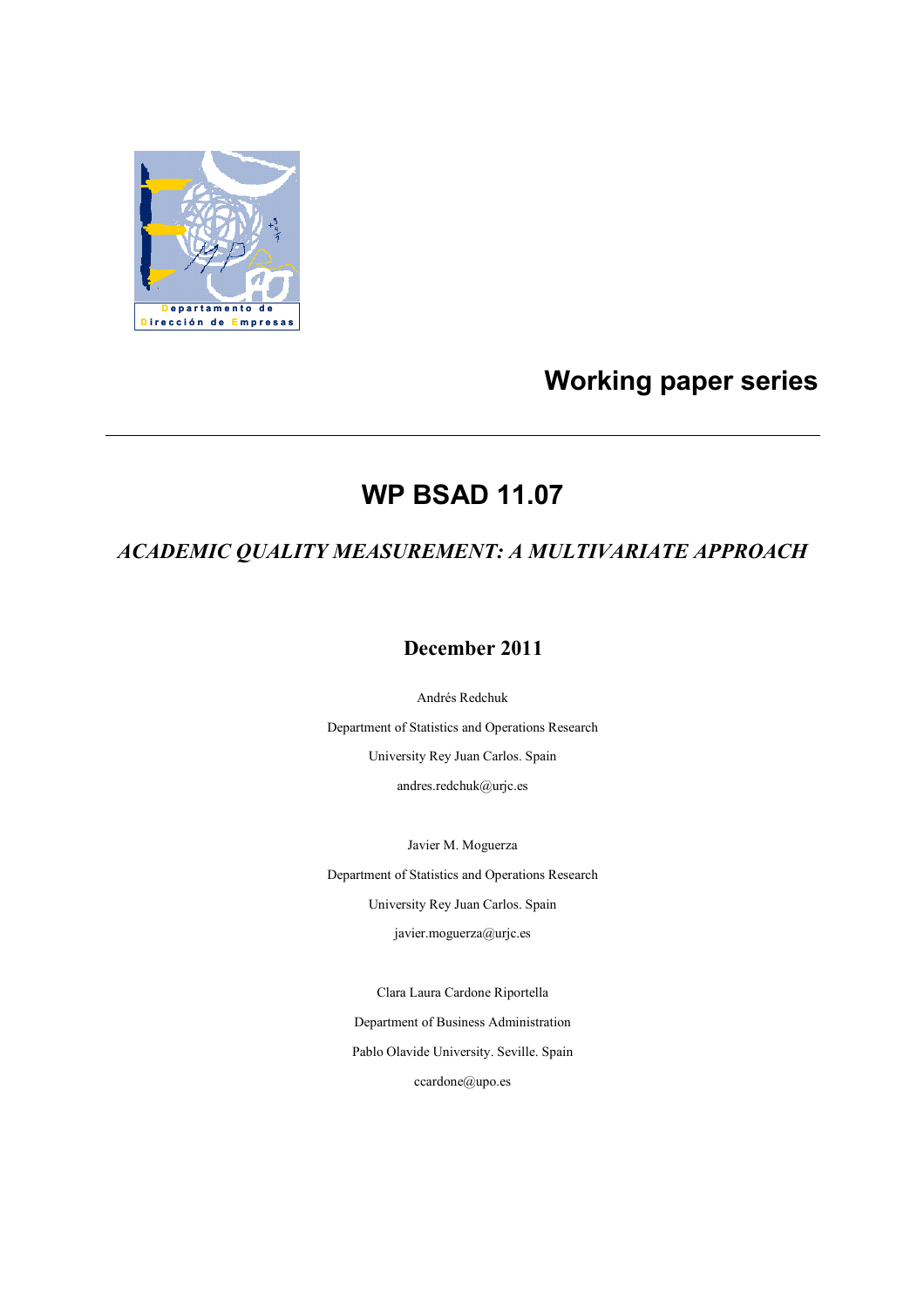Departamento de Dirección de Empresas

# Working paper series

## WP BSAD 11.07

### *ACADEMIC QUALITY MEASUREMENT: A MULTIVARIATE APPROACH*

**December 2011**

Andrés Redchuk

Department of Statistics and Operations Research

University Rey Juan Carlos. Spain

andres.redchuk@urjc.es

Javier M. Moguerza

Department of Statistics and Operations Research

University Rey Juan Carlos. Spain

javier.moguerza@urjc.es

Clara Laura Cardone Riportella

Department of Business Administration

Pablo Olavide University. Seville. Spain

ccardone@upo.es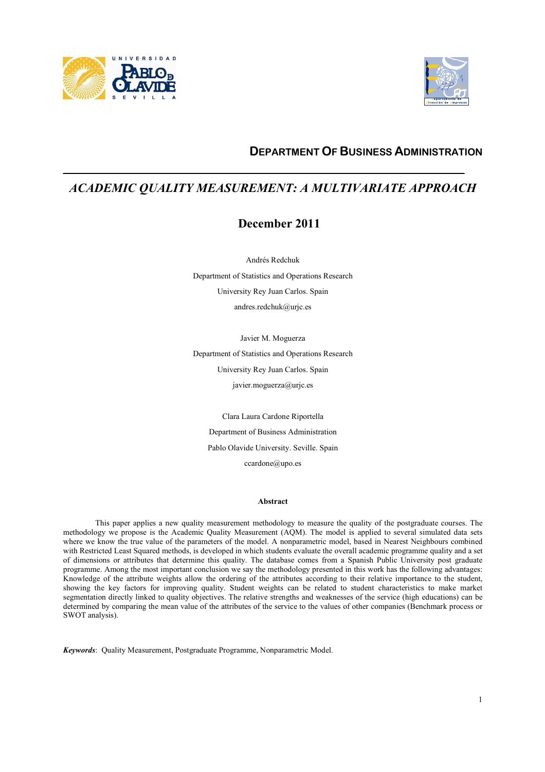**DEPARTMENT OF BUSINESS ADMINISTRATION**

---

# *ACADEMIC QUALITY MEASUREMENT: A MULTIVARIATE APPROACH*

## December 2011

Andrés Redchuk

Department of Statistics and Operations Research

University Rey Juan Carlos. Spain

andres.redchuk@urjc.es

Javier M. Moguerza

Department of Statistics and Operations Research

University Rey Juan Carlos. Spain

javier.moguerza@urjc.es

Clara Laura Cardone Riportella

Department of Business Administration

Pablo Olavide University. Seville. Spain

ccardone@upo.es

**Abstract**

This paper applies a new quality measurement methodology to measure the quality of the postgraduate courses. The methodology we propose is the Academic Quality Measurement (AQM). The model is applied to several simulated data sets where we know the true value of the parameters of the model. A nonparametric model, based in Nearest Neighbours combined with Restricted Least Squared methods, is developed in which students evaluate the overall academic programme quality and a set of dimensions or attributes that determine this quality. The database comes from a Spanish Public University post graduate programme. Among the most important conclusion we say the methodology presented in this work has the following advantages: Knowledge of the attribute weights allow the ordering of the attributes according to their relative importance to the student, showing the key factors for improving quality. Student weights can be related to student characteristics to make market segmentation directly linked to quality objectives. The relative strengths and weaknesses of the service (high educations) can be determined by comparing the mean value of the attributes of the service to the values of other companies (Benchmark process or SWOT analysis).

***Keywords***: Quality Measurement, Postgraduate Programme, Nonparametric Model.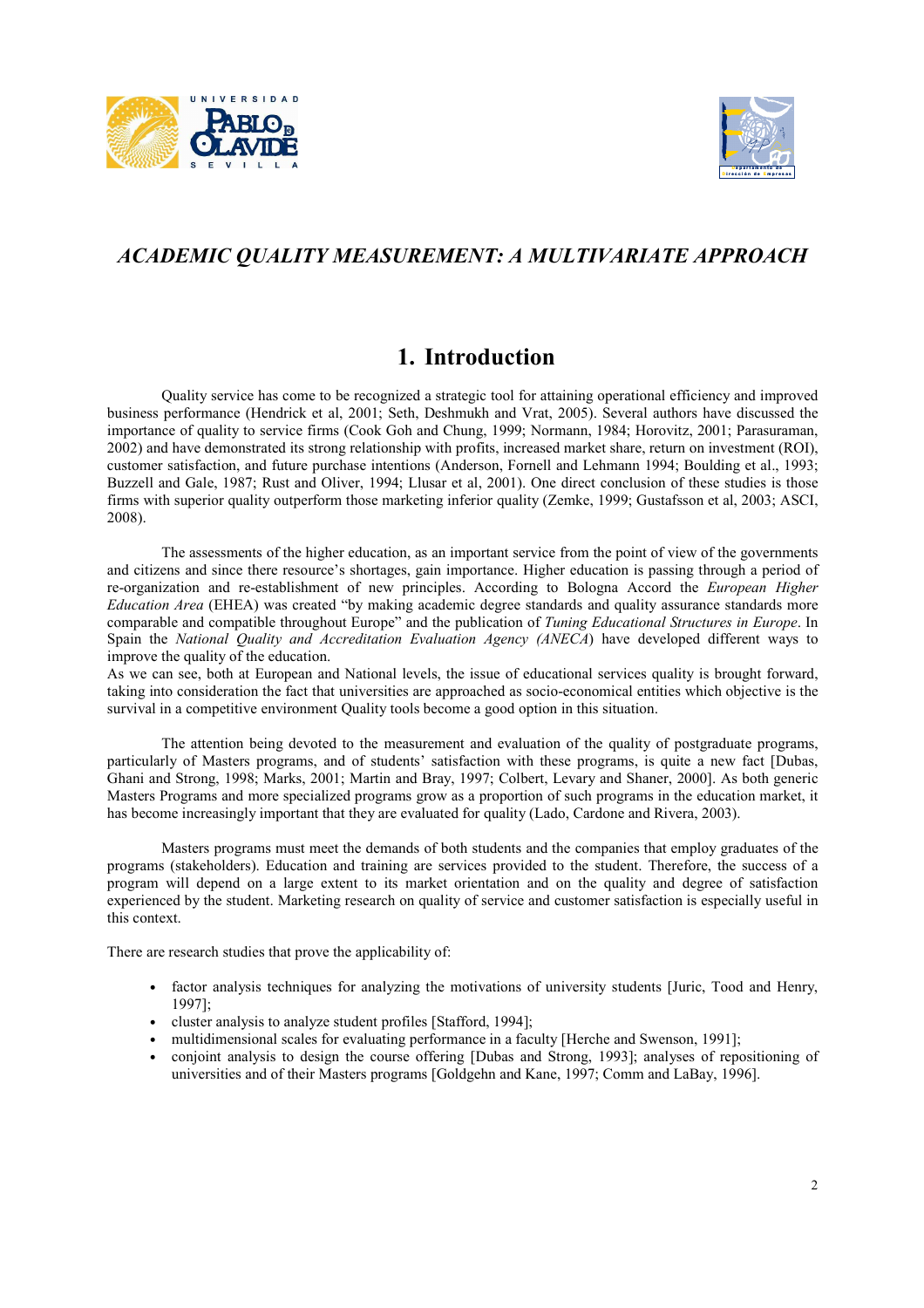# *ACADEMIC QUALITY MEASUREMENT: A MULTIVARIATE APPROACH*

## 1. Introduction

Quality service has come to be recognized a strategic tool for attaining operational efficiency and improved business performance (Hendrick et al, 2001; Seth, Deshmukh and Vrat, 2005). Several authors have discussed the importance of quality to service firms (Cook Goh and Chung, 1999; Normann, 1984; Horovitz, 2001; Parasuraman, 2002) and have demonstrated its strong relationship with profits, increased market share, return on investment (ROI), customer satisfaction, and future purchase intentions (Anderson, Fornell and Lehmann 1994; Boulding et al., 1993; Buzzell and Gale, 1987; Rust and Oliver, 1994; Llusar et al, 2001). One direct conclusion of these studies is those firms with superior quality outperform those marketing inferior quality (Zemke, 1999; Gustafsson et al, 2003; ASCI, 2008).

The assessments of the higher education, as an important service from the point of view of the governments and citizens and since there resource's shortages, gain importance. Higher education is passing through a period of re-organization and re-establishment of new principles. According to Bologna Accord the *European Higher Education Area* (EHEA) was created "by making academic degree standards and quality assurance standards more comparable and compatible throughout Europe" and the publication of *Tuning Educational Structures in Europe*. In Spain the *National Quality and Accreditation Evaluation Agency (ANECA*) have developed different ways to improve the quality of the education.

As we can see, both at European and National levels, the issue of educational services quality is brought forward, taking into consideration the fact that universities are approached as socio-economical entities which objective is the survival in a competitive environment Quality tools become a good option in this situation.

The attention being devoted to the measurement and evaluation of the quality of postgraduate programs, particularly of Masters programs, and of students' satisfaction with these programs, is quite a new fact [Dubas, Ghani and Strong, 1998; Marks, 2001; Martin and Bray, 1997; Colbert, Levary and Shaner, 2000]. As both generic Masters Programs and more specialized programs grow as a proportion of such programs in the education market, it has become increasingly important that they are evaluated for quality (Lado, Cardone and Rivera, 2003).

Masters programs must meet the demands of both students and the companies that employ graduates of the programs (stakeholders). Education and training are services provided to the student. Therefore, the success of a program will depend on a large extent to its market orientation and on the quality and degree of satisfaction experienced by the student. Marketing research on quality of service and customer satisfaction is especially useful in this context.

There are research studies that prove the applicability of:

- factor analysis techniques for analyzing the motivations of university students [Juric, Tood and Henry, 1997];
- cluster analysis to analyze student profiles [Stafford, 1994];
- multidimensional scales for evaluating performance in a faculty [Herche and Swenson, 1991];
- conjoint analysis to design the course offering [Dubas and Strong, 1993]; analyses of repositioning of universities and of their Masters programs [Goldgehn and Kane, 1997; Comm and LaBay, 1996].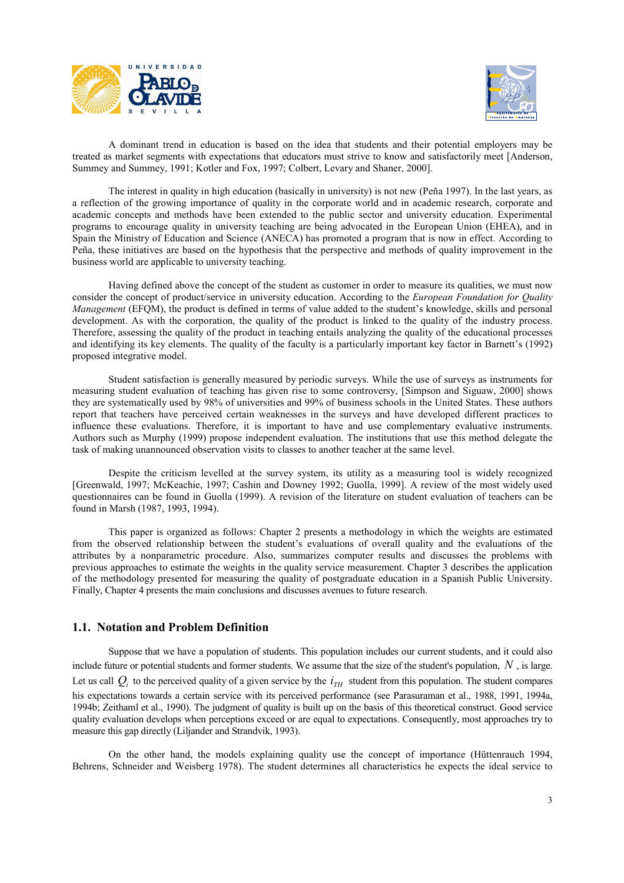A dominant trend in education is based on the idea that students and their potential employers may be treated as market segments with expectations that educators must strive to know and satisfactorily meet [Anderson, Summey and Summey, 1991; Kotler and Fox, 1997; Colbert, Levary and Shaner, 2000].

The interest in quality in high education (basically in university) is not new (Peña 1997). In the last years, as a reflection of the growing importance of quality in the corporate world and in academic research, corporate and academic concepts and methods have been extended to the public sector and university education. Experimental programs to encourage quality in university teaching are being advocated in the European Union (EHEA), and in Spain the Ministry of Education and Science (ANECA) has promoted a program that is now in effect. According to Peña, these initiatives are based on the hypothesis that the perspective and methods of quality improvement in the business world are applicable to university teaching.

Having defined above the concept of the student as customer in order to measure its qualities, we must now consider the concept of product/service in university education. According to the *European Foundation for Quality Management* (EFQM), the product is defined in terms of value added to the student's knowledge, skills and personal development. As with the corporation, the quality of the product is linked to the quality of the industry process. Therefore, assessing the quality of the product in teaching entails analyzing the quality of the educational processes and identifying its key elements. The quality of the faculty is a particularly important key factor in Barnett's (1992) proposed integrative model.

Student satisfaction is generally measured by periodic surveys. While the use of surveys as instruments for measuring student evaluation of teaching has given rise to some controversy, [Simpson and Siguaw, 2000] shows they are systematically used by 98% of universities and 99% of business schools in the United States. These authors report that teachers have perceived certain weaknesses in the surveys and have developed different practices to influence these evaluations. Therefore, it is important to have and use complementary evaluative instruments. Authors such as Murphy (1999) propose independent evaluation. The institutions that use this method delegate the task of making unannounced observation visits to classes to another teacher at the same level.

Despite the criticism levelled at the survey system, its utility as a measuring tool is widely recognized [Greenwald, 1997; McKeachie, 1997; Cashin and Downey 1992; Guolla, 1999]. A review of the most widely used questionnaires can be found in Guolla (1999). A revision of the literature on student evaluation of teachers can be found in Marsh (1987, 1993, 1994).

This paper is organized as follows: Chapter 2 presents a methodology in which the weights are estimated from the observed relationship between the student's evaluations of overall quality and the evaluations of the attributes by a nonparametric procedure. Also, summarizes computer results and discusses the problems with previous approaches to estimate the weights in the quality service measurement. Chapter 3 describes the application of the methodology presented for measuring the quality of postgraduate education in a Spanish Public University. Finally, Chapter 4 presents the main conclusions and discusses avenues to future research.

## 1.1. Notation and Problem Definition

Suppose that we have a population of students. This population includes our current students, and it could also include future or potential students and former students. We assume that the size of the student's population, $N$, is large. Let us call $Q_i$ to the perceived quality of a given service by the $i_{TH}$ student from this population. The student compares his expectations towards a certain service with its perceived performance (see Parasuraman et al., 1988, 1991, 1994a, 1994b; Zeithaml et al., 1990). The judgment of quality is built up on the basis of this theoretical construct. Good service quality evaluation develops when perceptions exceed or are equal to expectations. Consequently, most approaches try to measure this gap directly (Liljander and Strandvik, 1993).

On the other hand, the models explaining quality use the concept of importance (Hüttenrauch 1994, Behrens, Schneider and Weisberg 1978). The student determines all characteristics he expects the ideal service to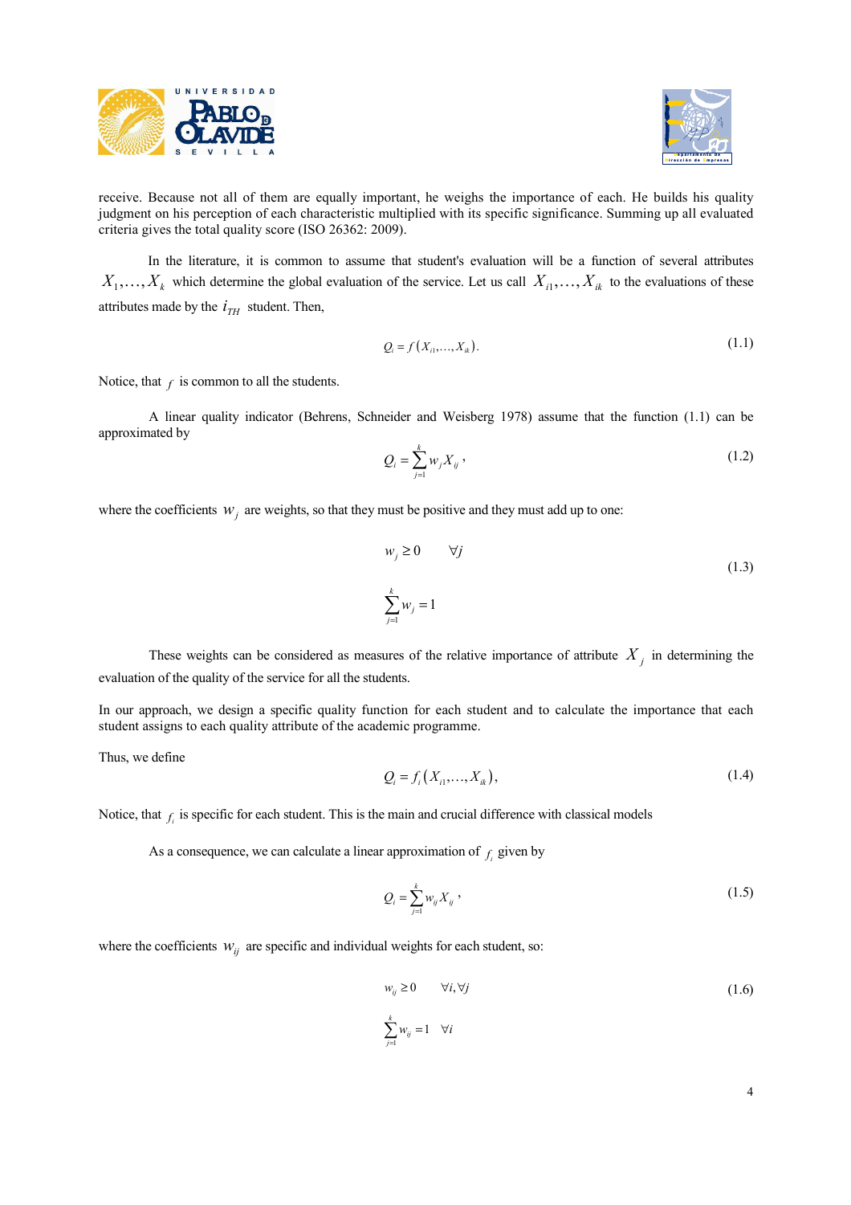receive. Because not all of them are equally important, he weighs the importance of each. He builds his quality judgment on his perception of each characteristic multiplied with its specific significance. Summing up all evaluated criteria gives the total quality score (ISO 26362: 2009).

In the literature, it is common to assume that student's evaluation will be a function of several attributes $X_1, \ldots, X_k$ which determine the global evaluation of the service. Let us call $X_{i1}, \ldots, X_{ik}$ to the evaluations of these attributes made by the $i_{TH}$ student. Then,

$$Q_i = f\left(X_{i1}, \ldots, X_{ik}\right). \tag{1.1}$$

Notice, that $f$ is common to all the students.

A linear quality indicator (Behrens, Schneider and Weisberg 1978) assume that the function (1.1) can be approximated by

$$Q_i = \sum_{j=1}^{k} w_j X_{ij}\,, \tag{1.2}$$

where the coefficients $w_j$ are weights, so that they must be positive and they must add up to one:

$$\begin{aligned} & w_j \geq 0 \qquad \forall j \\ & \sum_{j=1}^{k} w_j = 1 \end{aligned} \tag{1.3}$$

These weights can be considered as measures of the relative importance of attribute $X_j$ in determining the evaluation of the quality of the service for all the students.

In our approach, we design a specific quality function for each student and to calculate the importance that each student assigns to each quality attribute of the academic programme.

Thus, we define

$$Q_i = f_i\left(X_{i1}, \ldots, X_{ik}\right), \tag{1.4}$$

Notice, that $f_i$ is specific for each student. This is the main and crucial difference with classical models

As a consequence, we can calculate a linear approximation of $f_i$ given by

$$Q_i = \sum_{j=1}^{k} w_{ij} X_{ij}\,, \tag{1.5}$$

where the coefficients $w_{ij}$ are specific and individual weights for each student, so:

$$\begin{aligned} & w_{ij} \geq 0 \qquad \forall i, \forall j \\ & \sum_{j=1}^{k} w_{ij} = 1 \quad \forall i \end{aligned} \tag{1.6}$$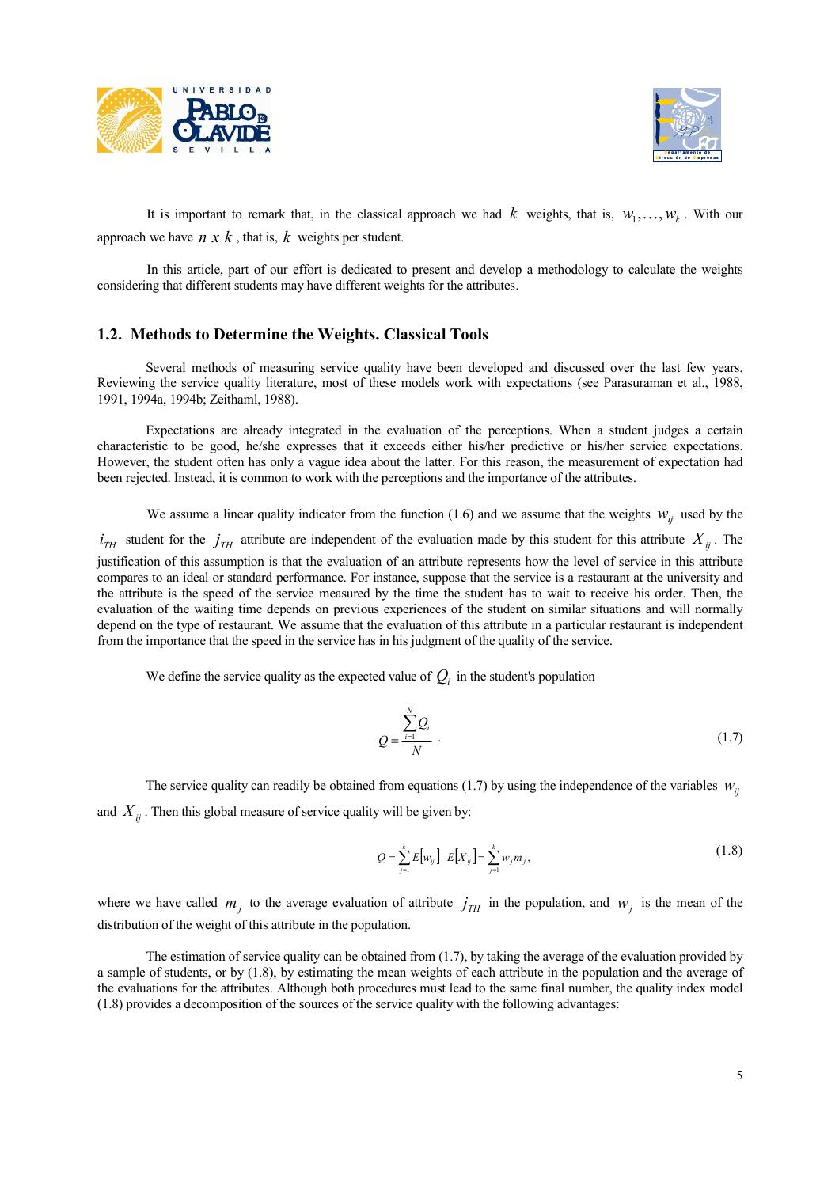It is important to remark that, in the classical approach we had $k$ weights, that is, $w_1, \ldots, w_k$. With our approach we have $n \ x \ k$, that is, $k$ weights per student.

In this article, part of our effort is dedicated to present and develop a methodology to calculate the weights considering that different students may have different weights for the attributes.

## 1.2. Methods to Determine the Weights. Classical Tools

Several methods of measuring service quality have been developed and discussed over the last few years. Reviewing the service quality literature, most of these models work with expectations (see Parasuraman et al., 1988, 1991, 1994a, 1994b; Zeithaml, 1988).

Expectations are already integrated in the evaluation of the perceptions. When a student judges a certain characteristic to be good, he/she expresses that it exceeds either his/her predictive or his/her service expectations. However, the student often has only a vague idea about the latter. For this reason, the measurement of expectation had been rejected. Instead, it is common to work with the perceptions and the importance of the attributes.

We assume a linear quality indicator from the function (1.6) and we assume that the weights $w_{ij}$ used by the $i_{TH}$ student for the $j_{TH}$ attribute are independent of the evaluation made by this student for this attribute $X_{ij}$. The justification of this assumption is that the evaluation of an attribute represents how the level of service in this attribute compares to an ideal or standard performance. For instance, suppose that the service is a restaurant at the university and the attribute is the speed of the service measured by the time the student has to wait to receive his order. Then, the evaluation of the waiting time depends on previous experiences of the student on similar situations and will normally depend on the type of restaurant. We assume that the evaluation of this attribute in a particular restaurant is independent from the importance that the speed in the service has in his judgment of the quality of the service.

We define the service quality as the expected value of $Q_i$ in the student's population

$$Q = \frac{\sum_{i=1}^{N} Q_i}{N} \,. \tag{1.7}$$

The service quality can readily be obtained from equations (1.7) by using the independence of the variables $w_{ij}$ and $X_{ij}$. Then this global measure of service quality will be given by:

$$Q = \sum_{j=1}^{k} E[w_{ij}] \ E[X_{ij}] = \sum_{j=1}^{k} w_j m_j , \tag{1.8}$$

where we have called $m_j$ to the average evaluation of attribute $j_{TH}$ in the population, and $w_j$ is the mean of the distribution of the weight of this attribute in the population.

The estimation of service quality can be obtained from (1.7), by taking the average of the evaluation provided by a sample of students, or by (1.8), by estimating the mean weights of each attribute in the population and the average of the evaluations for the attributes. Although both procedures must lead to the same final number, the quality index model (1.8) provides a decomposition of the sources of the service quality with the following advantages: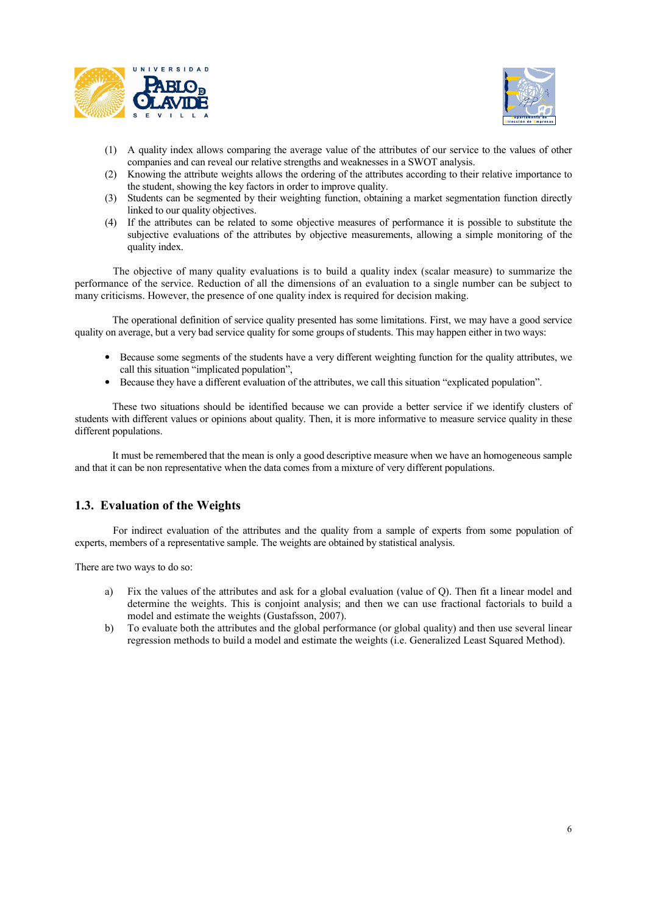(1) A quality index allows comparing the average value of the attributes of our service to the values of other companies and can reveal our relative strengths and weaknesses in a SWOT analysis.
(2) Knowing the attribute weights allows the ordering of the attributes according to their relative importance to the student, showing the key factors in order to improve quality.
(3) Students can be segmented by their weighting function, obtaining a market segmentation function directly linked to our quality objectives.
(4) If the attributes can be related to some objective measures of performance it is possible to substitute the subjective evaluations of the attributes by objective measurements, allowing a simple monitoring of the quality index.

The objective of many quality evaluations is to build a quality index (scalar measure) to summarize the performance of the service. Reduction of all the dimensions of an evaluation to a single number can be subject to many criticisms. However, the presence of one quality index is required for decision making.

The operational definition of service quality presented has some limitations. First, we may have a good service quality on average, but a very bad service quality for some groups of students. This may happen either in two ways:

- Because some segments of the students have a very different weighting function for the quality attributes, we call this situation "implicated population",
- Because they have a different evaluation of the attributes, we call this situation "explicated population".

These two situations should be identified because we can provide a better service if we identify clusters of students with different values or opinions about quality. Then, it is more informative to measure service quality in these different populations.

It must be remembered that the mean is only a good descriptive measure when we have an homogeneous sample and that it can be non representative when the data comes from a mixture of very different populations.

## 1.3. Evaluation of the Weights

For indirect evaluation of the attributes and the quality from a sample of experts from some population of experts, members of a representative sample. The weights are obtained by statistical analysis.

There are two ways to do so:

a) Fix the values of the attributes and ask for a global evaluation (value of Q). Then fit a linear model and determine the weights. This is conjoint analysis; and then we can use fractional factorials to build a model and estimate the weights (Gustafsson, 2007).
b) To evaluate both the attributes and the global performance (or global quality) and then use several linear regression methods to build a model and estimate the weights (i.e. Generalized Least Squared Method).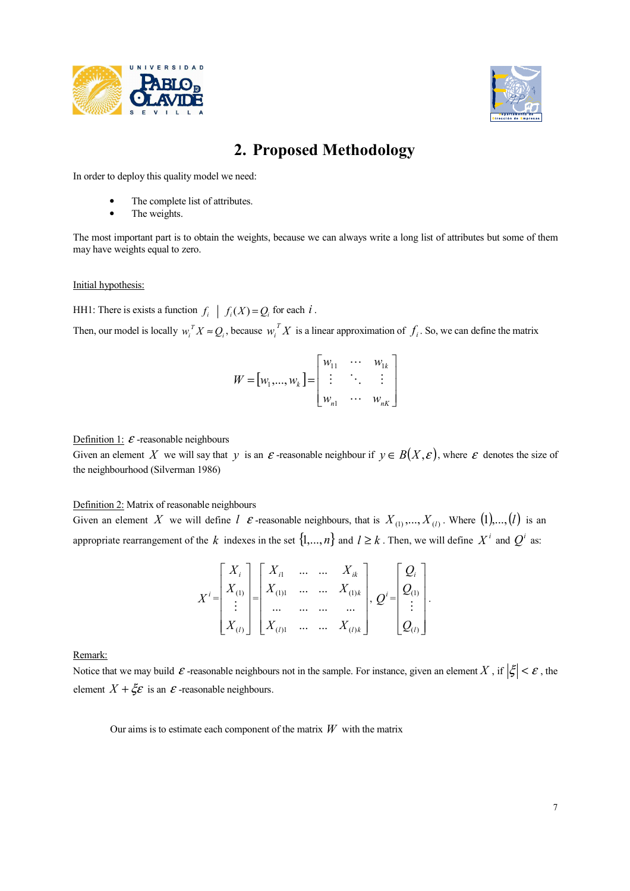## 2. Proposed Methodology

In order to deploy this quality model we need:

- The complete list of attributes.
- The weights.

The most important part is to obtain the weights, because we can always write a long list of attributes but some of them may have weights equal to zero.

Initial hypothesis:

HH1: There is exists a function $f_i \mid f_i(X) = Q_i$ for each $i$.

Then, our model is locally $w_i^T X \approx Q_i$, because $w_i^T X$ is a linear approximation of $f_i$. So, we can define the matrix

$$W = [w_1, \ldots, w_k] = \begin{bmatrix} w_{11} & \cdots & w_{1k} \\ \vdots & \ddots & \vdots \\ w_{n1} & \cdots & w_{nK} \end{bmatrix}$$

Definition 1: $\varepsilon$-reasonable neighbours
Given an element $X$ we will say that $y$ is an $\varepsilon$-reasonable neighbour if $y \in B(X, \varepsilon)$, where $\varepsilon$ denotes the size of the neighbourhood (Silverman 1986)

Definition 2: Matrix of reasonable neighbours
Given an element $X$ we will define $l$ $\varepsilon$-reasonable neighbours, that is $X_{(1)}, \ldots, X_{(l)}$. Where $(1), \ldots, (l)$ is an appropriate rearrangement of the $k$ indexes in the set $\{1, \ldots, n\}$ and $l \geq k$. Then, we will define $X^i$ and $Q^i$ as:

$$X^i = \begin{bmatrix} X_i \\ X_{(1)} \\ \vdots \\ X_{(l)} \end{bmatrix} = \begin{bmatrix} X_{i1} & \ldots & \ldots & X_{ik} \\ X_{(1)1} & \ldots & \ldots & X_{(1)k} \\ \ldots & \ldots & \ldots & \ldots \\ X_{(l)1} & \ldots & \ldots & X_{(l)k} \end{bmatrix}, \quad Q^i = \begin{bmatrix} Q_i \\ Q_{(1)} \\ \vdots \\ Q_{(l)} \end{bmatrix}.$$

Remark:
Notice that we may build $\varepsilon$-reasonable neighbours not in the sample. For instance, given an element $X$, if $|\xi| < \varepsilon$, the element $X + \xi\varepsilon$ is an $\varepsilon$-reasonable neighbours.

Our aims is to estimate each component of the matrix $W$ with the matrix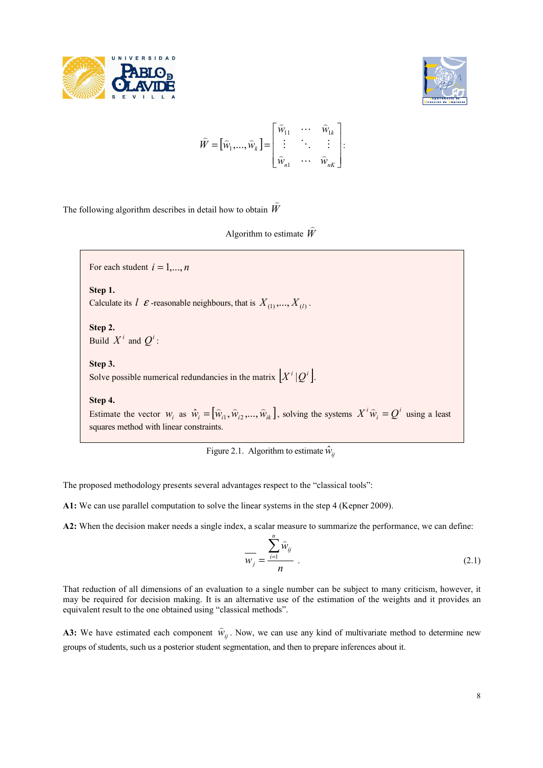$$\widehat{W} = [\widehat{w}_1, ..., \widehat{w}_k] = \begin{bmatrix} \widehat{w}_{11} & \cdots & \widehat{w}_{1k} \\ \vdots & \ddots & \vdots \\ \widehat{w}_{n1} & \cdots & \widehat{w}_{nK} \end{bmatrix}:$$

The following algorithm describes in detail how to obtain $\widehat{W}$

Algorithm to estimate $\widehat{W}$

> For each student $i = 1,...,n$
>
> **Step 1.**
> Calculate its $l$ $\varepsilon$-reasonable neighbours, that is $X_{(1)},...,X_{(l)}$.
>
> **Step 2.**
> Build $X^i$ and $Q^i$:
>
> **Step 3.**
> Solve possible numerical redundancies in the matrix $[X^i | Q^i]$.
>
> **Step 4.**
> Estimate the vector $w_i$ as $\hat{w}_i = [\widehat{w}_{i1}, \widehat{w}_{i2}, ..., \widehat{w}_{ik}]$, solving the systems $X^i \widehat{w}_i = Q^i$ using a least squares method with linear constraints.

Figure 2.1. Algorithm to estimate $\hat{w}_{ij}$

The proposed methodology presents several advantages respect to the "classical tools":

**A1:** We can use parallel computation to solve the linear systems in the step 4 (Kepner 2009).

**A2:** When the decision maker needs a single index, a scalar measure to summarize the performance, we can define:

$$\overline{w_j} = \frac{\sum_{i=1}^{n} \widehat{w}_{ij}}{n} \quad . \tag{2.1}$$

That reduction of all dimensions of an evaluation to a single number can be subject to many criticism, however, it may be required for decision making. It is an alternative use of the estimation of the weights and it provides an equivalent result to the one obtained using "classical methods".

**A3:** We have estimated each component $\widehat{w}_{ij}$. Now, we can use any kind of multivariate method to determine new groups of students, such us a posterior student segmentation, and then to prepare inferences about it.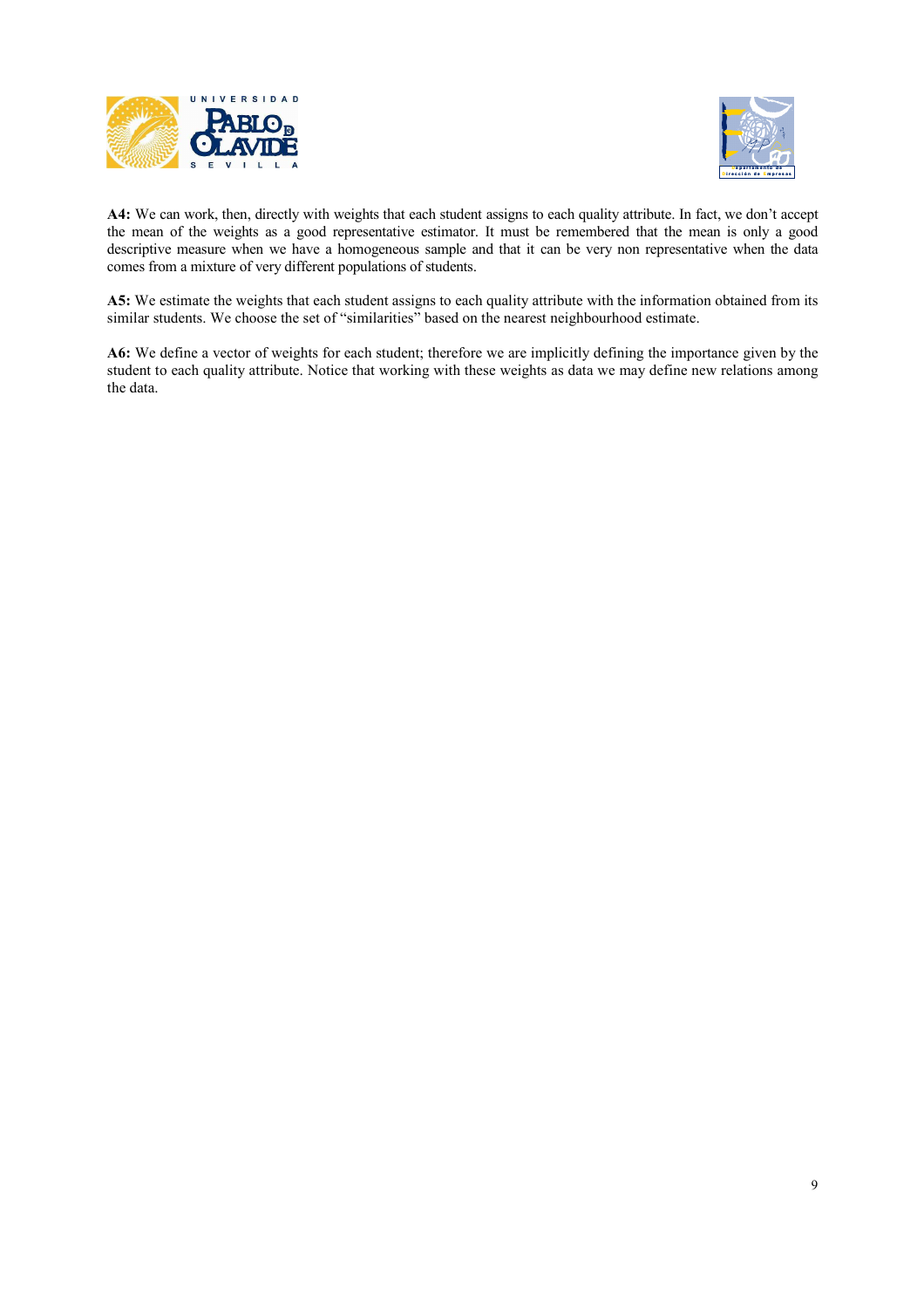**A4:** We can work, then, directly with weights that each student assigns to each quality attribute. In fact, we don't accept the mean of the weights as a good representative estimator. It must be remembered that the mean is only a good descriptive measure when we have a homogeneous sample and that it can be very non representative when the data comes from a mixture of very different populations of students.

**A5:** We estimate the weights that each student assigns to each quality attribute with the information obtained from its similar students. We choose the set of "similarities" based on the nearest neighbourhood estimate.

**A6:** We define a vector of weights for each student; therefore we are implicitly defining the importance given by the student to each quality attribute. Notice that working with these weights as data we may define new relations among the data.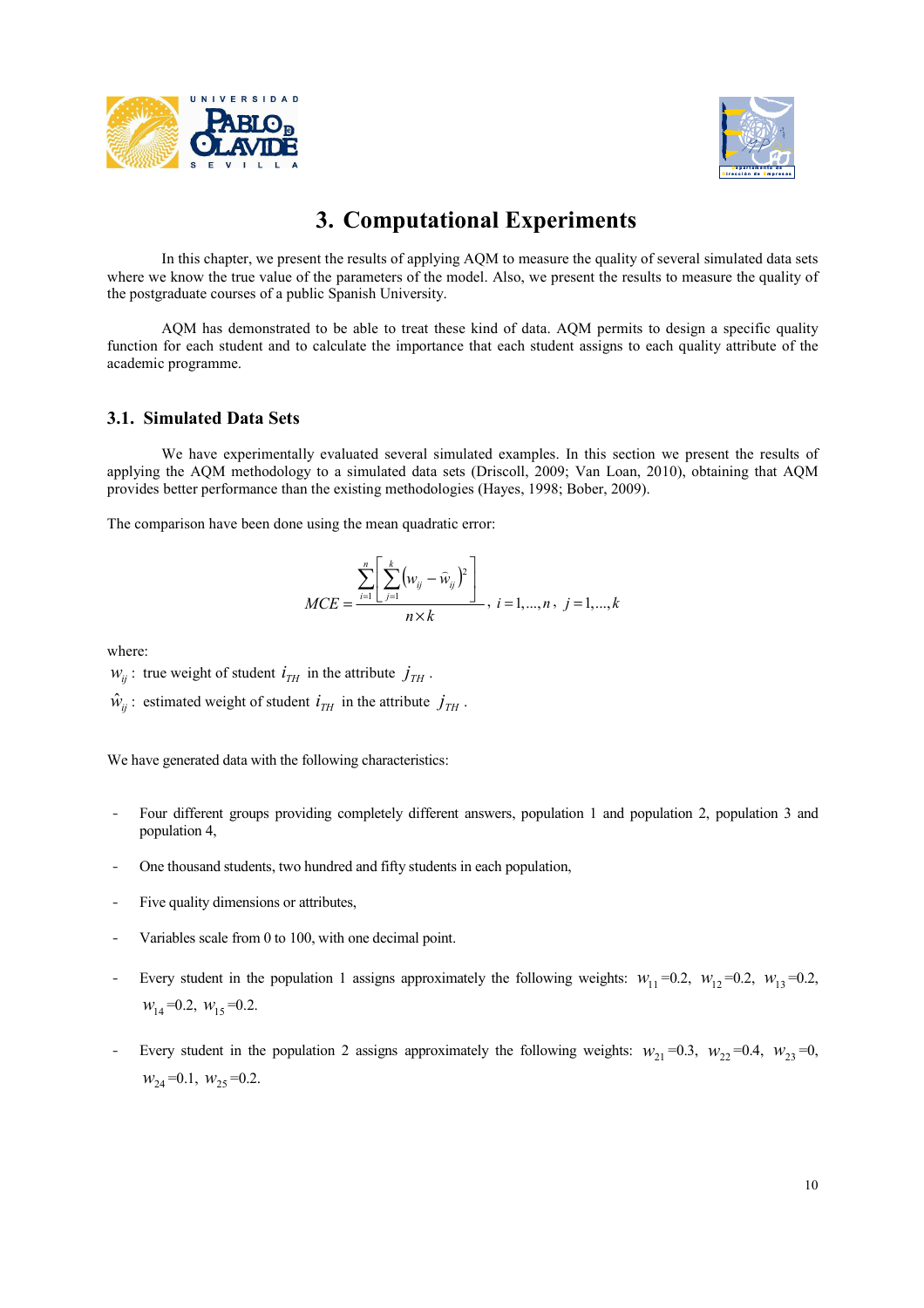# 3. Computational Experiments

In this chapter, we present the results of applying AQM to measure the quality of several simulated data sets where we know the true value of the parameters of the model. Also, we present the results to measure the quality of the postgraduate courses of a public Spanish University.

AQM has demonstrated to be able to treat these kind of data. AQM permits to design a specific quality function for each student and to calculate the importance that each student assigns to each quality attribute of the academic programme.

## 3.1. Simulated Data Sets

We have experimentally evaluated several simulated examples. In this section we present the results of applying the AQM methodology to a simulated data sets (Driscoll, 2009; Van Loan, 2010), obtaining that AQM provides better performance than the existing methodologies (Hayes, 1998; Bober, 2009).

The comparison have been done using the mean quadratic error:

$$MCE = \frac{\sum_{i=1}^{n}\left[\sum_{j=1}^{k}\left(w_{ij}-\widehat{w}_{ij}\right)^{2}\right]}{n\times k},\; i=1,\ldots,n,\; j=1,\ldots,k$$

where:

$w_{ij}$ : true weight of student $i_{TH}$ in the attribute $j_{TH}$ .

$\hat{w}_{ij}$ : estimated weight of student $i_{TH}$ in the attribute $j_{TH}$ .

We have generated data with the following characteristics:

- Four different groups providing completely different answers, population 1 and population 2, population 3 and population 4,
- One thousand students, two hundred and fifty students in each population,
- Five quality dimensions or attributes,
- Variables scale from 0 to 100, with one decimal point.
- Every student in the population 1 assigns approximately the following weights: $w_{11}$=0.2, $w_{12}$=0.2, $w_{13}$=0.2, $w_{14}$=0.2, $w_{15}$=0.2.
- Every student in the population 2 assigns approximately the following weights: $w_{21}$=0.3, $w_{22}$=0.4, $w_{23}$=0, $w_{24}$=0.1, $w_{25}$=0.2.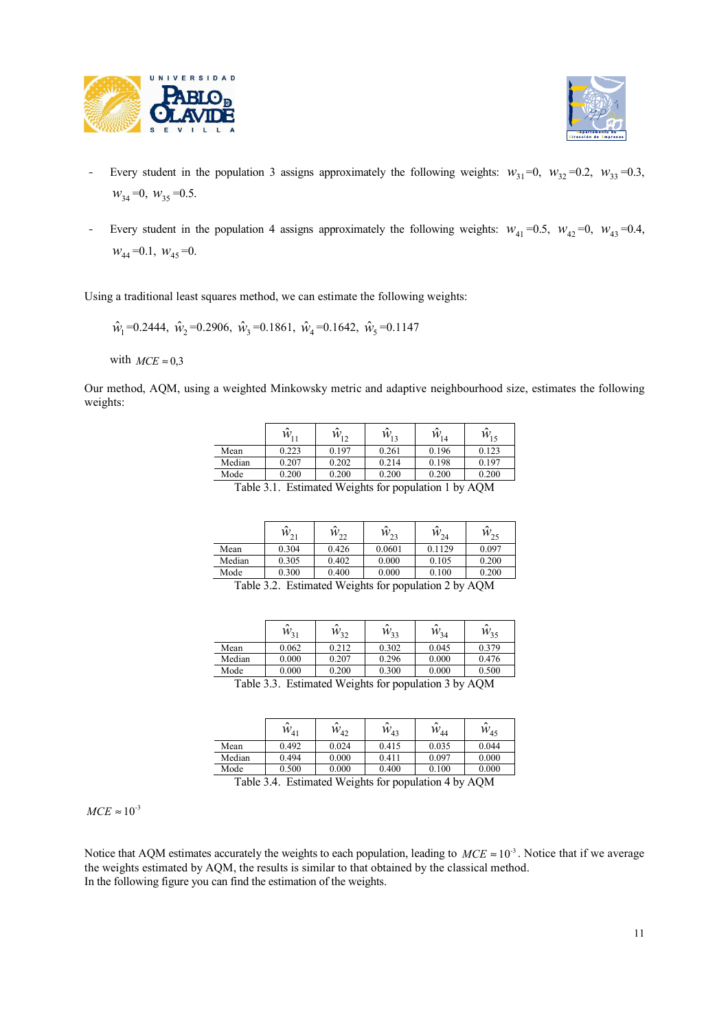- Every student in the population 3 assigns approximately the following weights: $w_{31}$=0, $w_{32}$=0.2, $w_{33}$=0.3, $w_{34}$=0, $w_{35}$=0.5.

- Every student in the population 4 assigns approximately the following weights: $w_{41}$=0.5, $w_{42}$=0, $w_{43}$=0.4, $w_{44}$=0.1, $w_{45}$=0.

Using a traditional least squares method, we can estimate the following weights:

$\hat{w}_1$=0.2444, $\hat{w}_2$=0.2906, $\hat{w}_3$=0.1861, $\hat{w}_4$=0.1642, $\hat{w}_5$=0.1147

with $MCE \approx 0{,}3$

Our method, AQM, using a weighted Minkowsky metric and adaptive neighbourhood size, estimates the following weights:

| | $\hat{w}_{11}$ | $\hat{w}_{12}$ | $\hat{w}_{13}$ | $\hat{w}_{14}$ | $\hat{w}_{15}$ |
|---|---|---|---|---|---|
| Mean | 0.223 | 0.197 | 0.261 | 0.196 | 0.123 |
| Median | 0.207 | 0.202 | 0.214 | 0.198 | 0.197 |
| Mode | 0.200 | 0.200 | 0.200 | 0.200 | 0.200 |

Table 3.1. Estimated Weights for population 1 by AQM

| | $\hat{w}_{21}$ | $\hat{w}_{22}$ | $\hat{w}_{23}$ | $\hat{w}_{24}$ | $\hat{w}_{25}$ |
|---|---|---|---|---|---|
| Mean | 0.304 | 0.426 | 0.0601 | 0.1129 | 0.097 |
| Median | 0.305 | 0.402 | 0.000 | 0.105 | 0.200 |
| Mode | 0.300 | 0.400 | 0.000 | 0.100 | 0.200 |

Table 3.2. Estimated Weights for population 2 by AQM

| | $\hat{w}_{31}$ | $\hat{w}_{32}$ | $\hat{w}_{33}$ | $\hat{w}_{34}$ | $\hat{w}_{35}$ |
|---|---|---|---|---|---|
| Mean | 0.062 | 0.212 | 0.302 | 0.045 | 0.379 |
| Median | 0.000 | 0.207 | 0.296 | 0.000 | 0.476 |
| Mode | 0.000 | 0.200 | 0.300 | 0.000 | 0.500 |

Table 3.3. Estimated Weights for population 3 by AQM

| | $\hat{w}_{41}$ | $\hat{w}_{42}$ | $\hat{w}_{43}$ | $\hat{w}_{44}$ | $\hat{w}_{45}$ |
|---|---|---|---|---|---|
| Mean | 0.492 | 0.024 | 0.415 | 0.035 | 0.044 |
| Median | 0.494 | 0.000 | 0.411 | 0.097 | 0.000 |
| Mode | 0.500 | 0.000 | 0.400 | 0.100 | 0.000 |

Table 3.4. Estimated Weights for population 4 by AQM

$MCE \approx 10^{-3}$

Notice that AQM estimates accurately the weights to each population, leading to $MCE \approx 10^{-3}$. Notice that if we average the weights estimated by AQM, the results is similar to that obtained by the classical method.
In the following figure you can find the estimation of the weights.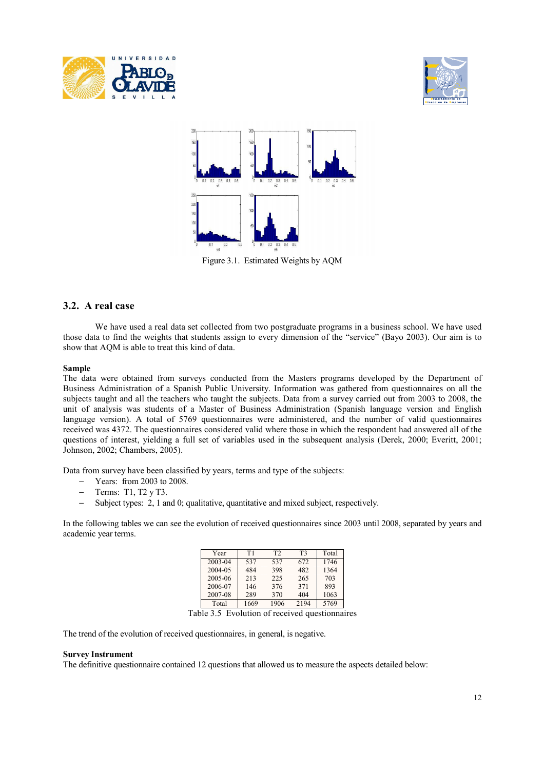Figure 3.1. Estimated Weights by AQM

### 3.2. A real case

We have used a real data set collected from two postgraduate programs in a business school. We have used those data to find the weights that students assign to every dimension of the "service" (Bayo 2003). Our aim is to show that AQM is able to treat this kind of data.

**Sample**

The data were obtained from surveys conducted from the Masters programs developed by the Department of Business Administration of a Spanish Public University. Information was gathered from questionnaires on all the subjects taught and all the teachers who taught the subjects. Data from a survey carried out from 2003 to 2008, the unit of analysis was students of a Master of Business Administration (Spanish language version and English language version). A total of 5769 questionnaires were administered, and the number of valid questionnaires received was 4372. The questionnaires considered valid where those in which the respondent had answered all of the questions of interest, yielding a full set of variables used in the subsequent analysis (Derek, 2000; Everitt, 2001; Johnson, 2002; Chambers, 2005).

Data from survey have been classified by years, terms and type of the subjects:

- Years: from 2003 to 2008.
- Terms: T1, T2 y T3.
- Subject types: 2, 1 and 0; qualitative, quantitative and mixed subject, respectively.

In the following tables we can see the evolution of received questionnaires since 2003 until 2008, separated by years and academic year terms.

| Year | T1 | T2 | T3 | Total |
|---|---|---|---|---|
| 2003-04 | 537 | 537 | 672 | 1746 |
| 2004-05 | 484 | 398 | 482 | 1364 |
| 2005-06 | 213 | 225 | 265 | 703 |
| 2006-07 | 146 | 376 | 371 | 893 |
| 2007-08 | 289 | 370 | 404 | 1063 |
| Total | 1669 | 1906 | 2194 | 5769 |

Table 3.5 Evolution of received questionnaires

The trend of the evolution of received questionnaires, in general, is negative.

**Survey Instrument**

The definitive questionnaire contained 12 questions that allowed us to measure the aspects detailed below: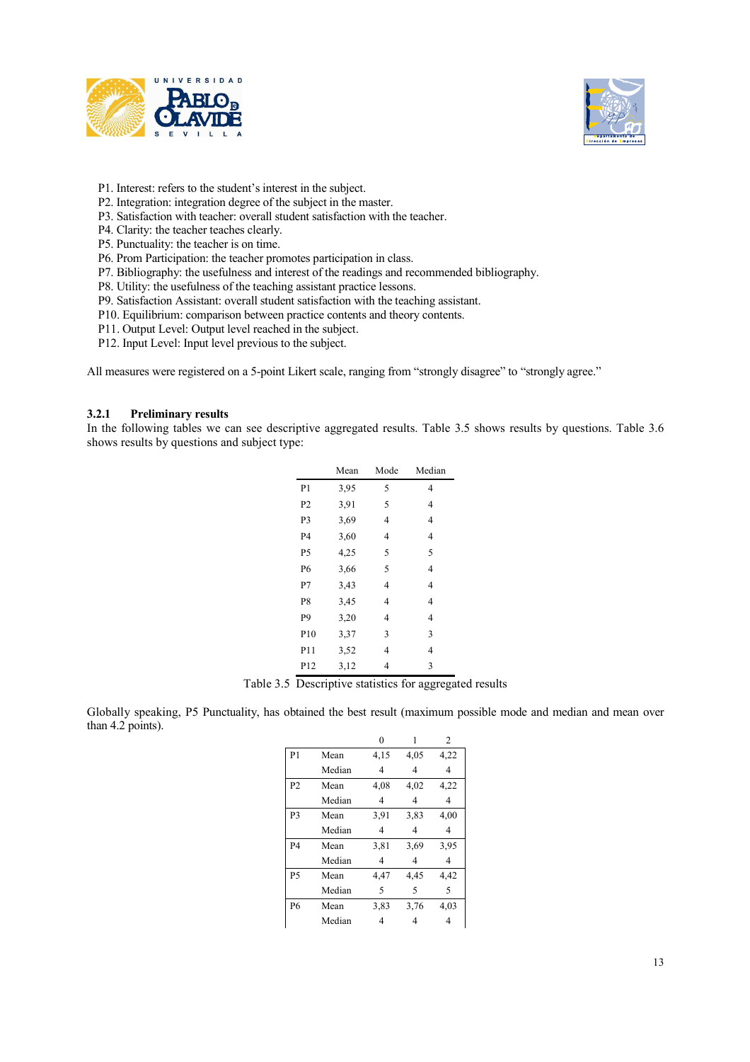P1. Interest: refers to the student's interest in the subject.
P2. Integration: integration degree of the subject in the master.
P3. Satisfaction with teacher: overall student satisfaction with the teacher.
P4. Clarity: the teacher teaches clearly.
P5. Punctuality: the teacher is on time.
P6. Prom Participation: the teacher promotes participation in class.
P7. Bibliography: the usefulness and interest of the readings and recommended bibliography.
P8. Utility: the usefulness of the teaching assistant practice lessons.
P9. Satisfaction Assistant: overall student satisfaction with the teaching assistant.
P10. Equilibrium: comparison between practice contents and theory contents.
P11. Output Level: Output level reached in the subject.
P12. Input Level: Input level previous to the subject.

All measures were registered on a 5-point Likert scale, ranging from "strongly disagree" to "strongly agree."

### 3.2.1 Preliminary results

In the following tables we can see descriptive aggregated results. Table 3.5 shows results by questions. Table 3.6 shows results by questions and subject type:

| | Mean | Mode | Median |
|---|---|---|---|
| P1 | 3,95 | 5 | 4 |
| P2 | 3,91 | 5 | 4 |
| P3 | 3,69 | 4 | 4 |
| P4 | 3,60 | 4 | 4 |
| P5 | 4,25 | 5 | 5 |
| P6 | 3,66 | 5 | 4 |
| P7 | 3,43 | 4 | 4 |
| P8 | 3,45 | 4 | 4 |
| P9 | 3,20 | 4 | 4 |
| P10 | 3,37 | 3 | 3 |
| P11 | 3,52 | 4 | 4 |
| P12 | 3,12 | 4 | 3 |

Table 3.5 Descriptive statistics for aggregated results

Globally speaking, P5 Punctuality, has obtained the best result (maximum possible mode and median and mean over than 4.2 points).

| | | 0 | 1 | 2 |
|---|---|---|---|---|
| P1 | Mean | 4,15 | 4,05 | 4,22 |
| | Median | 4 | 4 | 4 |
| P2 | Mean | 4,08 | 4,02 | 4,22 |
| | Median | 4 | 4 | 4 |
| P3 | Mean | 3,91 | 3,83 | 4,00 |
| | Median | 4 | 4 | 4 |
| P4 | Mean | 3,81 | 3,69 | 3,95 |
| | Median | 4 | 4 | 4 |
| P5 | Mean | 4,47 | 4,45 | 4,42 |
| | Median | 5 | 5 | 5 |
| P6 | Mean | 3,83 | 3,76 | 4,03 |
| | Median | 4 | 4 | 4 |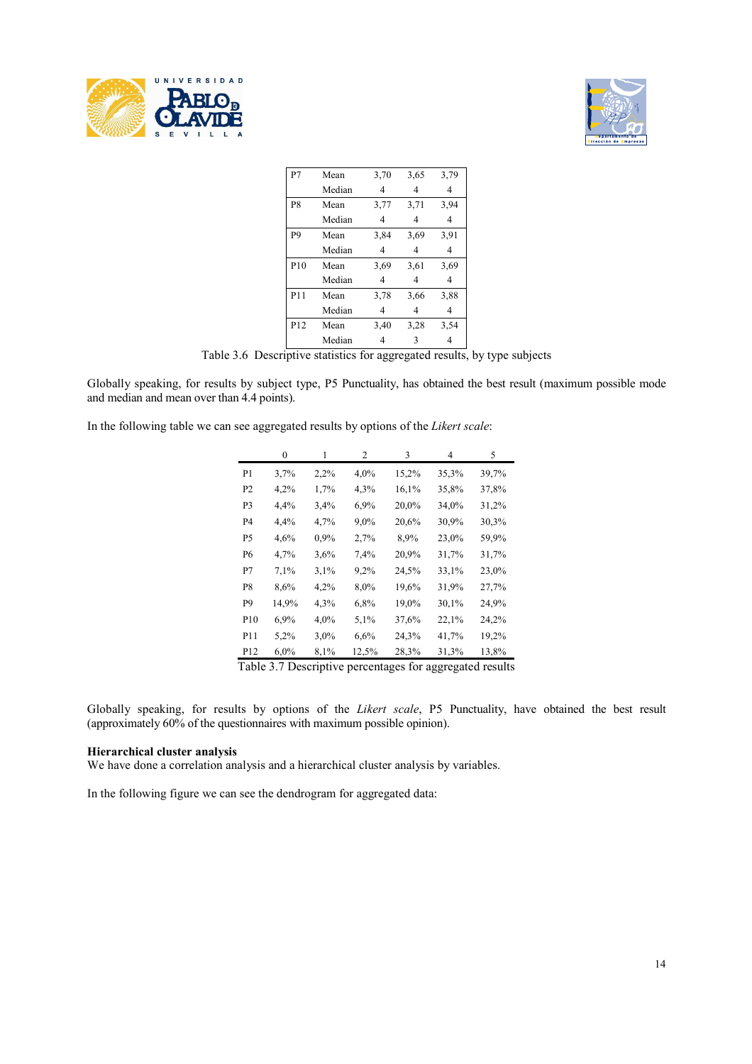| | | | | |
|---|---|---|---|---|
| P7 | Mean | 3,70 | 3,65 | 3,79 |
| | Median | 4 | 4 | 4 |
| P8 | Mean | 3,77 | 3,71 | 3,94 |
| | Median | 4 | 4 | 4 |
| P9 | Mean | 3,84 | 3,69 | 3,91 |
| | Median | 4 | 4 | 4 |
| P10 | Mean | 3,69 | 3,61 | 3,69 |
| | Median | 4 | 4 | 4 |
| P11 | Mean | 3,78 | 3,66 | 3,88 |
| | Median | 4 | 4 | 4 |
| P12 | Mean | 3,40 | 3,28 | 3,54 |
| | Median | 4 | 3 | 4 |

Table 3.6 Descriptive statistics for aggregated results, by type subjects

Globally speaking, for results by subject type, P5 Punctuality, has obtained the best result (maximum possible mode and median and mean over than 4.4 points).

In the following table we can see aggregated results by options of the *Likert scale*:

| | 0 | 1 | 2 | 3 | 4 | 5 |
|---|---|---|---|---|---|---|
| P1 | 3,7% | 2,2% | 4,0% | 15,2% | 35,3% | 39,7% |
| P2 | 4,2% | 1,7% | 4,3% | 16,1% | 35,8% | 37,8% |
| P3 | 4,4% | 3,4% | 6,9% | 20,0% | 34,0% | 31,2% |
| P4 | 4,4% | 4,7% | 9,0% | 20,6% | 30,9% | 30,3% |
| P5 | 4,6% | 0,9% | 2,7% | 8,9% | 23,0% | 59,9% |
| P6 | 4,7% | 3,6% | 7,4% | 20,9% | 31,7% | 31,7% |
| P7 | 7,1% | 3,1% | 9,2% | 24,5% | 33,1% | 23,0% |
| P8 | 8,6% | 4,2% | 8,0% | 19,6% | 31,9% | 27,7% |
| P9 | 14,9% | 4,3% | 6,8% | 19,0% | 30,1% | 24,9% |
| P10 | 6,9% | 4,0% | 5,1% | 37,6% | 22,1% | 24,2% |
| P11 | 5,2% | 3,0% | 6,6% | 24,3% | 41,7% | 19,2% |
| P12 | 6,0% | 8,1% | 12,5% | 28,3% | 31,3% | 13,8% |

Table 3.7 Descriptive percentages for aggregated results

Globally speaking, for results by options of the *Likert scale*, P5 Punctuality, have obtained the best result (approximately 60% of the questionnaires with maximum possible opinion).

**Hierarchical cluster analysis**

We have done a correlation analysis and a hierarchical cluster analysis by variables.

In the following figure we can see the dendrogram for aggregated data: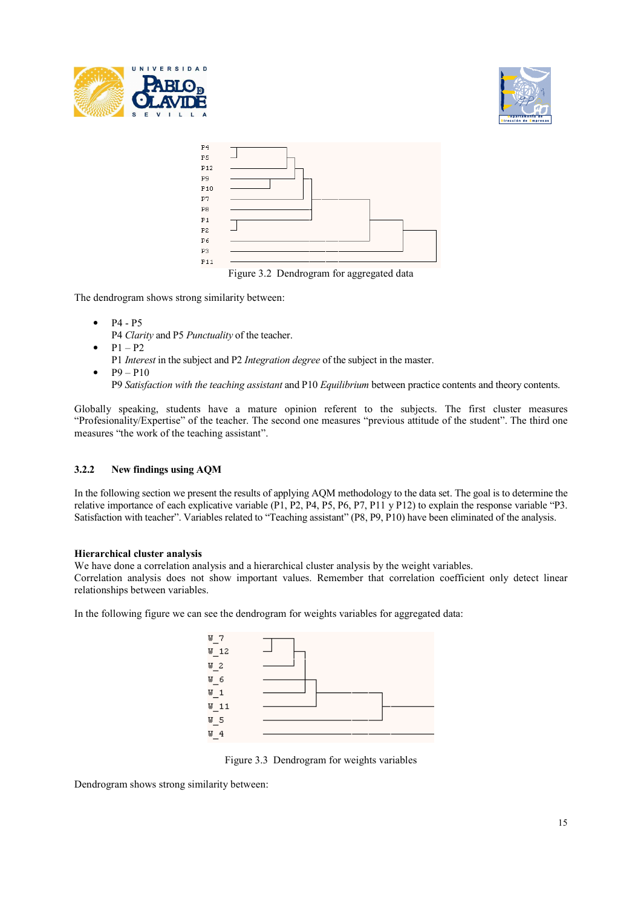Figure 3.2 Dendrogram for aggregated data

The dendrogram shows strong similarity between:

- P4 - P5
  P4 *Clarity* and P5 *Punctuality* of the teacher.
- P1 – P2
  P1 *Interest* in the subject and P2 *Integration degree* of the subject in the master.
- P9 – P10
  P9 *Satisfaction with the teaching assistant* and P10 *Equilibrium* between practice contents and theory contents.

Globally speaking, students have a mature opinion referent to the subjects. The first cluster measures "Profesionality/Expertise" of the teacher. The second one measures "previous attitude of the student". The third one measures "the work of the teaching assistant".

### 3.2.2 New findings using AQM

In the following section we present the results of applying AQM methodology to the data set. The goal is to determine the relative importance of each explicative variable (P1, P2, P4, P5, P6, P7, P11 y P12) to explain the response variable "P3. Satisfaction with teacher". Variables related to "Teaching assistant" (P8, P9, P10) have been eliminated of the analysis.

**Hierarchical cluster analysis**

We have done a correlation analysis and a hierarchical cluster analysis by the weight variables.
Correlation analysis does not show important values. Remember that correlation coefficient only detect linear relationships between variables.

In the following figure we can see the dendrogram for weights variables for aggregated data:

Figure 3.3 Dendrogram for weights variables

Dendrogram shows strong similarity between: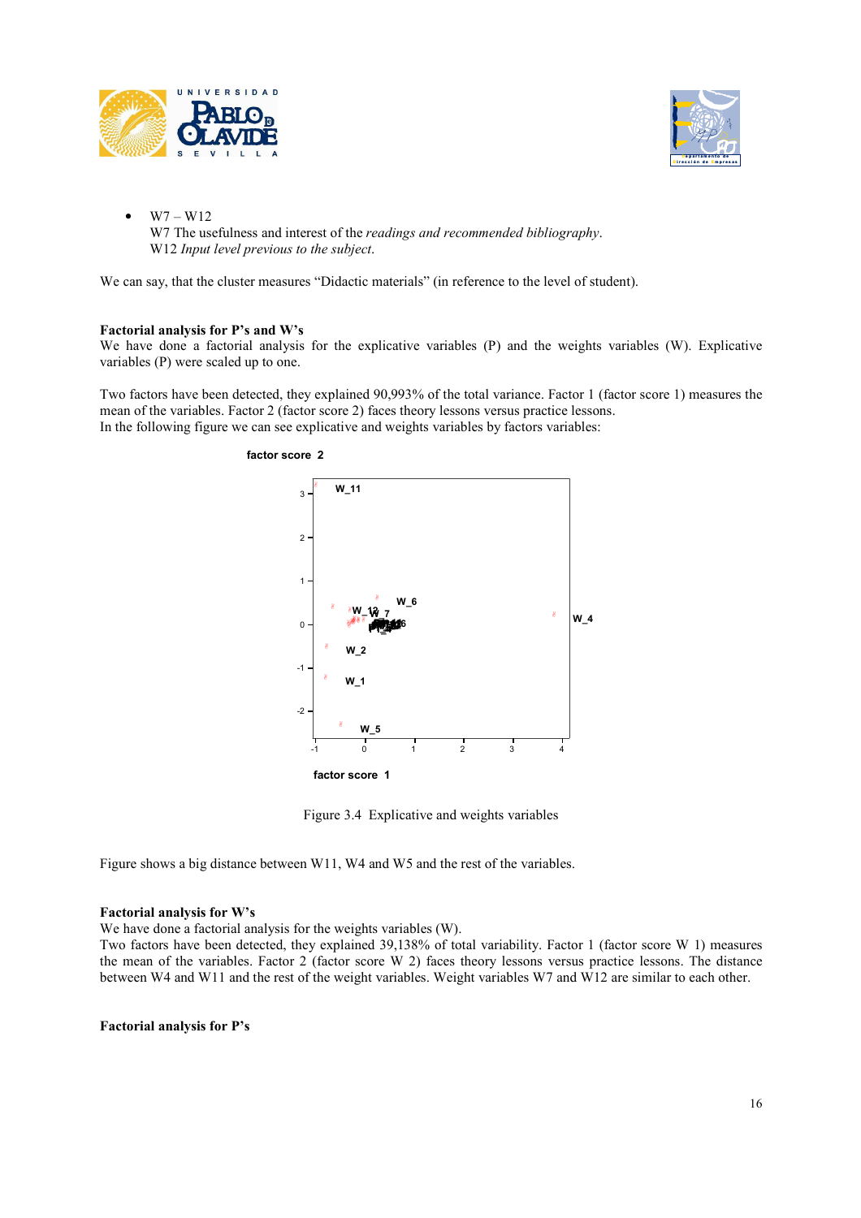- W7 – W12
  W7 The usefulness and interest of the *readings and recommended bibliography*.
  W12 *Input level previous to the subject*.

We can say, that the cluster measures "Didactic materials" (in reference to the level of student).

**Factorial analysis for P's and W's**

We have done a factorial analysis for the explicative variables (P) and the weights variables (W). Explicative variables (P) were scaled up to one.

Two factors have been detected, they explained 90,993% of the total variance. Factor 1 (factor score 1) measures the mean of the variables. Factor 2 (factor score 2) faces theory lessons versus practice lessons.
In the following figure we can see explicative and weights variables by factors variables:

Figure 3.4 Explicative and weights variables

Figure shows a big distance between W11, W4 and W5 and the rest of the variables.

**Factorial analysis for W's**

We have done a factorial analysis for the weights variables (W).
Two factors have been detected, they explained 39,138% of total variability. Factor 1 (factor score W 1) measures the mean of the variables. Factor 2 (factor score W 2) faces theory lessons versus practice lessons. The distance between W4 and W11 and the rest of the weight variables. Weight variables W7 and W12 are similar to each other.

**Factorial analysis for P's**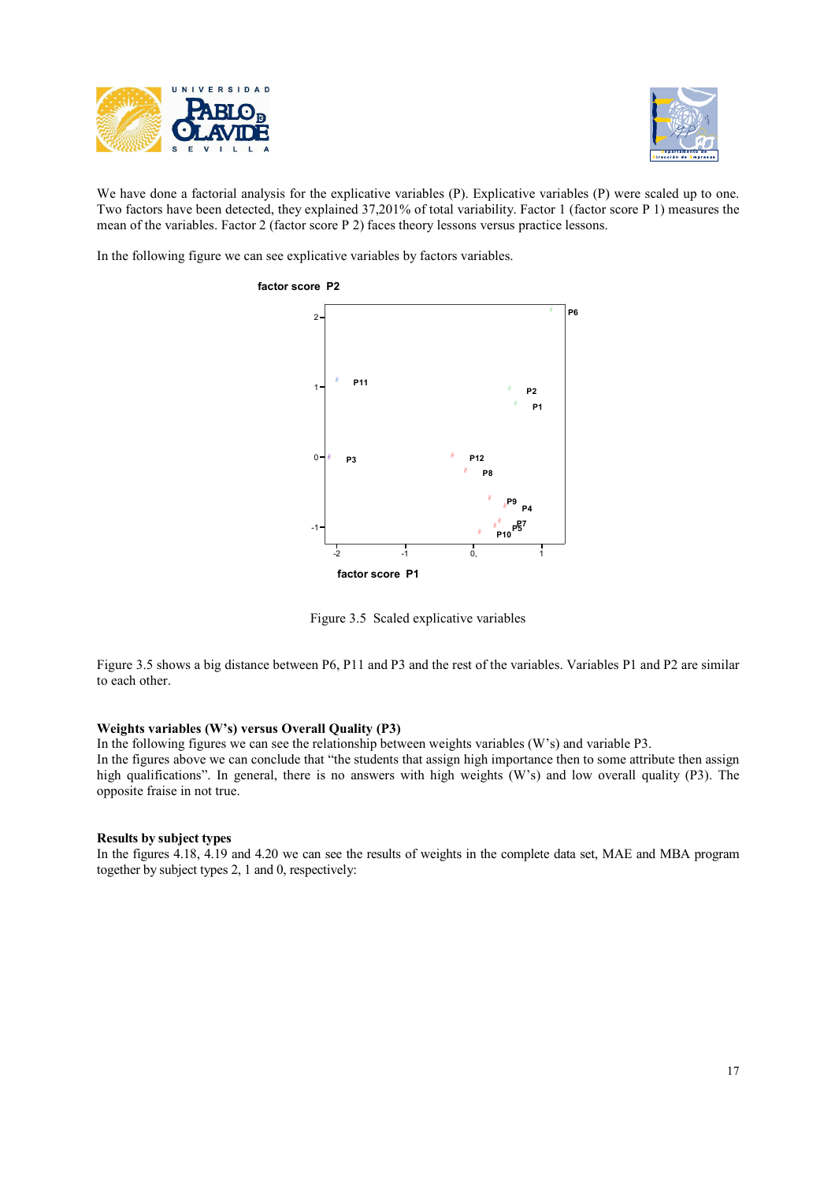We have done a factorial analysis for the explicative variables (P). Explicative variables (P) were scaled up to one. Two factors have been detected, they explained 37,201% of total variability. Factor 1 (factor score P 1) measures the mean of the variables. Factor 2 (factor score P 2) faces theory lessons versus practice lessons.

In the following figure we can see explicative variables by factors variables.

Figure 3.5 Scaled explicative variables

Figure 3.5 shows a big distance between P6, P11 and P3 and the rest of the variables. Variables P1 and P2 are similar to each other.

### Weights variables (W's) versus Overall Quality (P3)

In the following figures we can see the relationship between weights variables (W's) and variable P3.
In the figures above we can conclude that "the students that assign high importance then to some attribute then assign high qualifications". In general, there is no answers with high weights (W's) and low overall quality (P3). The opposite fraise in not true.

### Results by subject types

In the figures 4.18, 4.19 and 4.20 we can see the results of weights in the complete data set, MAE and MBA program together by subject types 2, 1 and 0, respectively: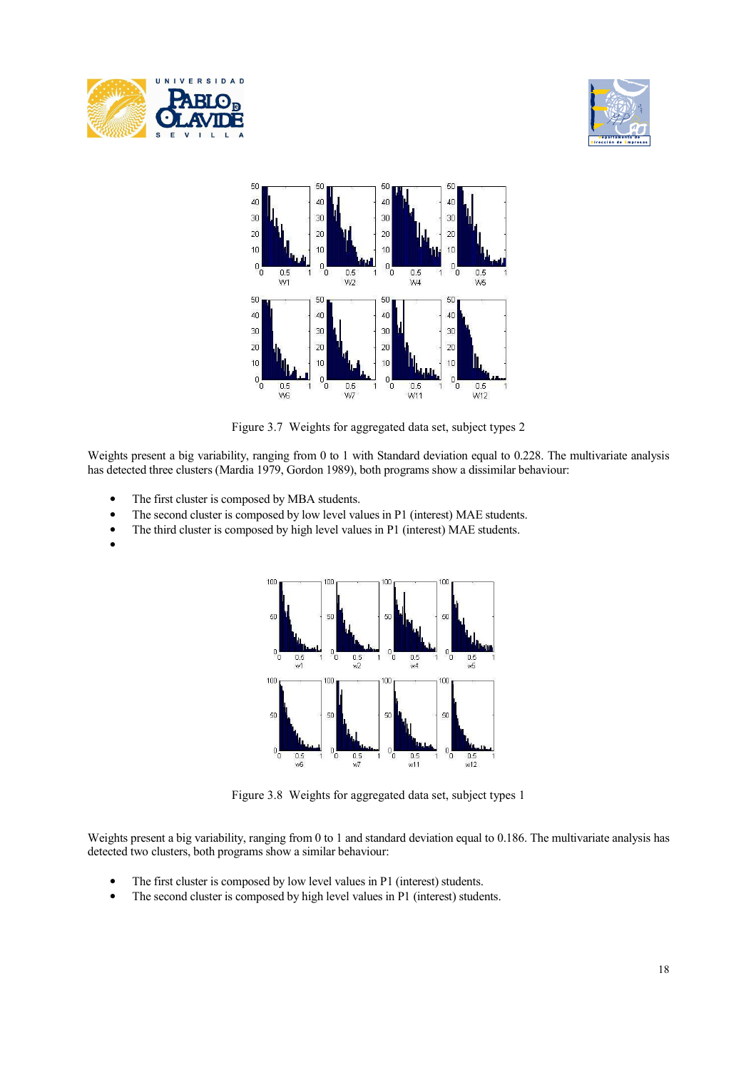Figure 3.7 Weights for aggregated data set, subject types 2

Weights present a big variability, ranging from 0 to 1 with Standard deviation equal to 0.228. The multivariate analysis has detected three clusters (Mardia 1979, Gordon 1989), both programs show a dissimilar behaviour:

- The first cluster is composed by MBA students.
- The second cluster is composed by low level values in P1 (interest) MAE students.
- The third cluster is composed by high level values in P1 (interest) MAE students.

Figure 3.8 Weights for aggregated data set, subject types 1

Weights present a big variability, ranging from 0 to 1 and standard deviation equal to 0.186. The multivariate analysis has detected two clusters, both programs show a similar behaviour:

- The first cluster is composed by low level values in P1 (interest) students.
- The second cluster is composed by high level values in P1 (interest) students.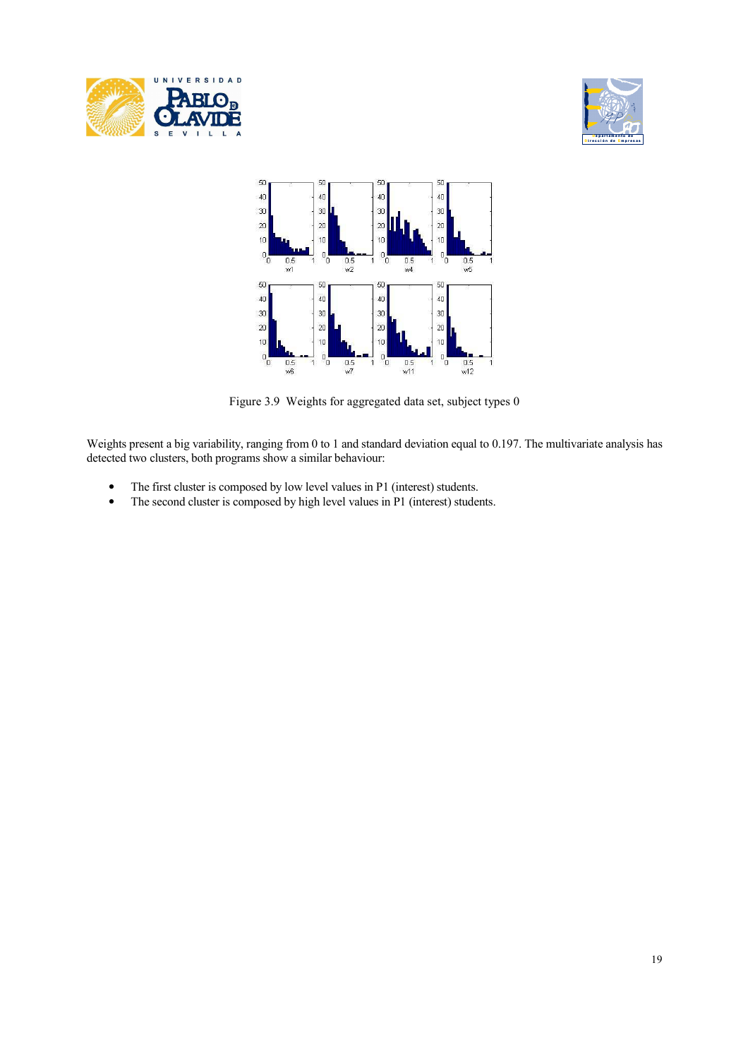Figure 3.9  Weights for aggregated data set, subject types 0

Weights present a big variability, ranging from 0 to 1 and standard deviation equal to 0.197. The multivariate analysis has detected two clusters, both programs show a similar behaviour:

- The first cluster is composed by low level values in P1 (interest) students.
- The second cluster is composed by high level values in P1 (interest) students.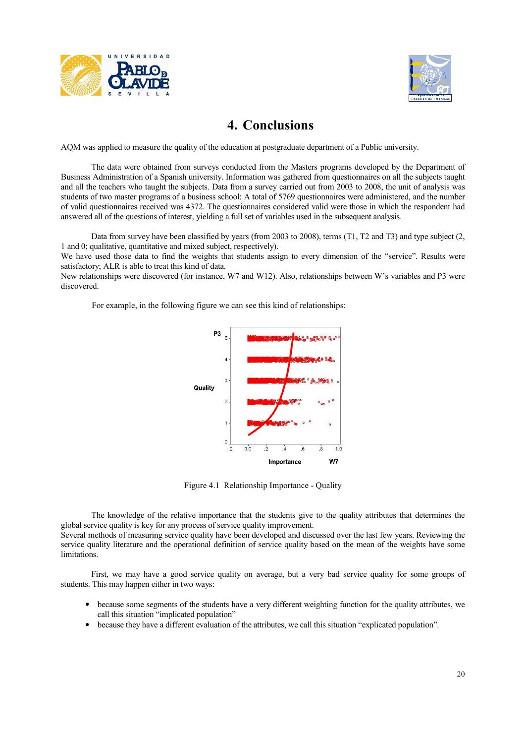# 4. Conclusions

AQM was applied to measure the quality of the education at postgraduate department of a Public university.

The data were obtained from surveys conducted from the Masters programs developed by the Department of Business Administration of a Spanish university. Information was gathered from questionnaires on all the subjects taught and all the teachers who taught the subjects. Data from a survey carried out from 2003 to 2008, the unit of analysis was students of two master programs of a business school: A total of 5769 questionnaires were administered, and the number of valid questionnaires received was 4372. The questionnaires considered valid were those in which the respondent had answered all of the questions of interest, yielding a full set of variables used in the subsequent analysis.

Data from survey have been classified by years (from 2003 to 2008), terms (T1, T2 and T3) and type subject (2, 1 and 0; qualitative, quantitative and mixed subject, respectively).
We have used those data to find the weights that students assign to every dimension of the "service". Results were satisfactory; ALR is able to treat this kind of data.
New relationships were discovered (for instance, W7 and W12). Also, relationships between W's variables and P3 were discovered.

For example, in the following figure we can see this kind of relationships:

Figure 4.1 Relationship Importance - Quality

The knowledge of the relative importance that the students give to the quality attributes that determines the global service quality is key for any process of service quality improvement.
Several methods of measuring service quality have been developed and discussed over the last few years. Reviewing the service quality literature and the operational definition of service quality based on the mean of the weights have some limitations.

First, we may have a good service quality on average, but a very bad service quality for some groups of students. This may happen either in two ways:

- because some segments of the students have a very different weighting function for the quality attributes, we call this situation "implicated population"
- because they have a different evaluation of the attributes, we call this situation "explicated population".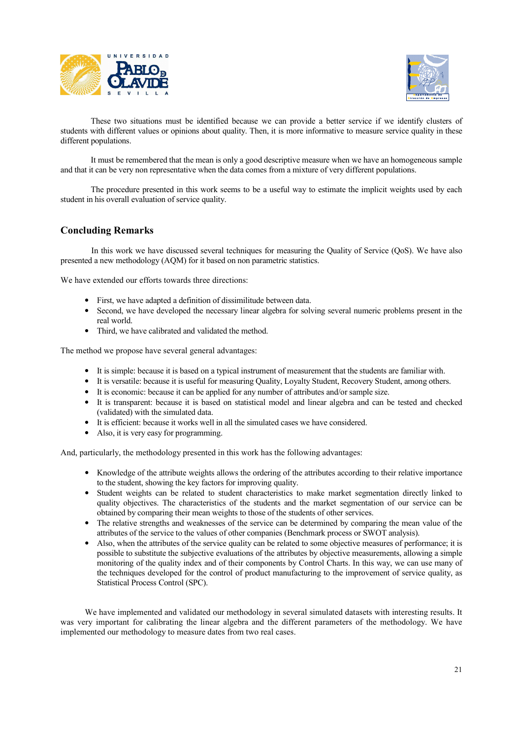These two situations must be identified because we can provide a better service if we identify clusters of students with different values or opinions about quality. Then, it is more informative to measure service quality in these different populations.

It must be remembered that the mean is only a good descriptive measure when we have an homogeneous sample and that it can be very non representative when the data comes from a mixture of very different populations.

The procedure presented in this work seems to be a useful way to estimate the implicit weights used by each student in his overall evaluation of service quality.

## Concluding Remarks

In this work we have discussed several techniques for measuring the Quality of Service (QoS). We have also presented a new methodology (AQM) for it based on non parametric statistics.

We have extended our efforts towards three directions:

- First, we have adapted a definition of dissimilitude between data.
- Second, we have developed the necessary linear algebra for solving several numeric problems present in the real world.
- Third, we have calibrated and validated the method.

The method we propose have several general advantages:

- It is simple: because it is based on a typical instrument of measurement that the students are familiar with.
- It is versatile: because it is useful for measuring Quality, Loyalty Student, Recovery Student, among others.
- It is economic: because it can be applied for any number of attributes and/or sample size.
- It is transparent: because it is based on statistical model and linear algebra and can be tested and checked (validated) with the simulated data.
- It is efficient: because it works well in all the simulated cases we have considered.
- Also, it is very easy for programming.

And, particularly, the methodology presented in this work has the following advantages:

- Knowledge of the attribute weights allows the ordering of the attributes according to their relative importance to the student, showing the key factors for improving quality.
- Student weights can be related to student characteristics to make market segmentation directly linked to quality objectives. The characteristics of the students and the market segmentation of our service can be obtained by comparing their mean weights to those of the students of other services.
- The relative strengths and weaknesses of the service can be determined by comparing the mean value of the attributes of the service to the values of other companies (Benchmark process or SWOT analysis).
- Also, when the attributes of the service quality can be related to some objective measures of performance; it is possible to substitute the subjective evaluations of the attributes by objective measurements, allowing a simple monitoring of the quality index and of their components by Control Charts. In this way, we can use many of the techniques developed for the control of product manufacturing to the improvement of service quality, as Statistical Process Control (SPC).

We have implemented and validated our methodology in several simulated datasets with interesting results. It was very important for calibrating the linear algebra and the different parameters of the methodology. We have implemented our methodology to measure dates from two real cases.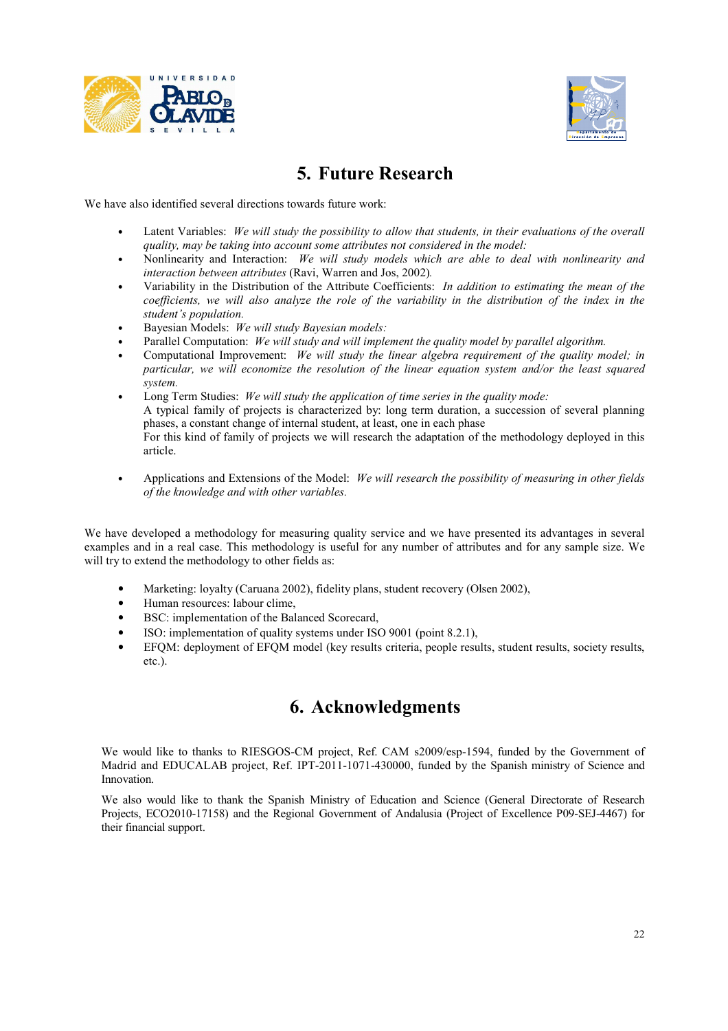## 5. Future Research

We have also identified several directions towards future work:

- Latent Variables: *We will study the possibility to allow that students, in their evaluations of the overall quality, may be taking into account some attributes not considered in the model:*
- Nonlinearity and Interaction: *We will study models which are able to deal with nonlinearity and interaction between attributes* (Ravi, Warren and Jos, 2002).
- Variability in the Distribution of the Attribute Coefficients: *In addition to estimating the mean of the coefficients, we will also analyze the role of the variability in the distribution of the index in the student's population.*
- Bayesian Models: *We will study Bayesian models:*
- Parallel Computation: *We will study and will implement the quality model by parallel algorithm.*
- Computational Improvement: *We will study the linear algebra requirement of the quality model; in particular, we will economize the resolution of the linear equation system and/or the least squared system.*
- Long Term Studies: *We will study the application of time series in the quality mode:*
  A typical family of projects is characterized by: long term duration, a succession of several planning phases, a constant change of internal student, at least, one in each phase
  For this kind of family of projects we will research the adaptation of the methodology deployed in this article.

- Applications and Extensions of the Model: *We will research the possibility of measuring in other fields of the knowledge and with other variables.*

We have developed a methodology for measuring quality service and we have presented its advantages in several examples and in a real case. This methodology is useful for any number of attributes and for any sample size. We will try to extend the methodology to other fields as:

- Marketing: loyalty (Caruana 2002), fidelity plans, student recovery (Olsen 2002),
- Human resources: labour clime,
- BSC: implementation of the Balanced Scorecard,
- ISO: implementation of quality systems under ISO 9001 (point 8.2.1),
- EFQM: deployment of EFQM model (key results criteria, people results, student results, society results, etc.).

## 6. Acknowledgments

We would like to thanks to RIESGOS-CM project, Ref. CAM s2009/esp-1594, funded by the Government of Madrid and EDUCALAB project, Ref. IPT-2011-1071-430000, funded by the Spanish ministry of Science and Innovation.

We also would like to thank the Spanish Ministry of Education and Science (General Directorate of Research Projects, ECO2010-17158) and the Regional Government of Andalusia (Project of Excellence P09-SEJ-4467) for their financial support.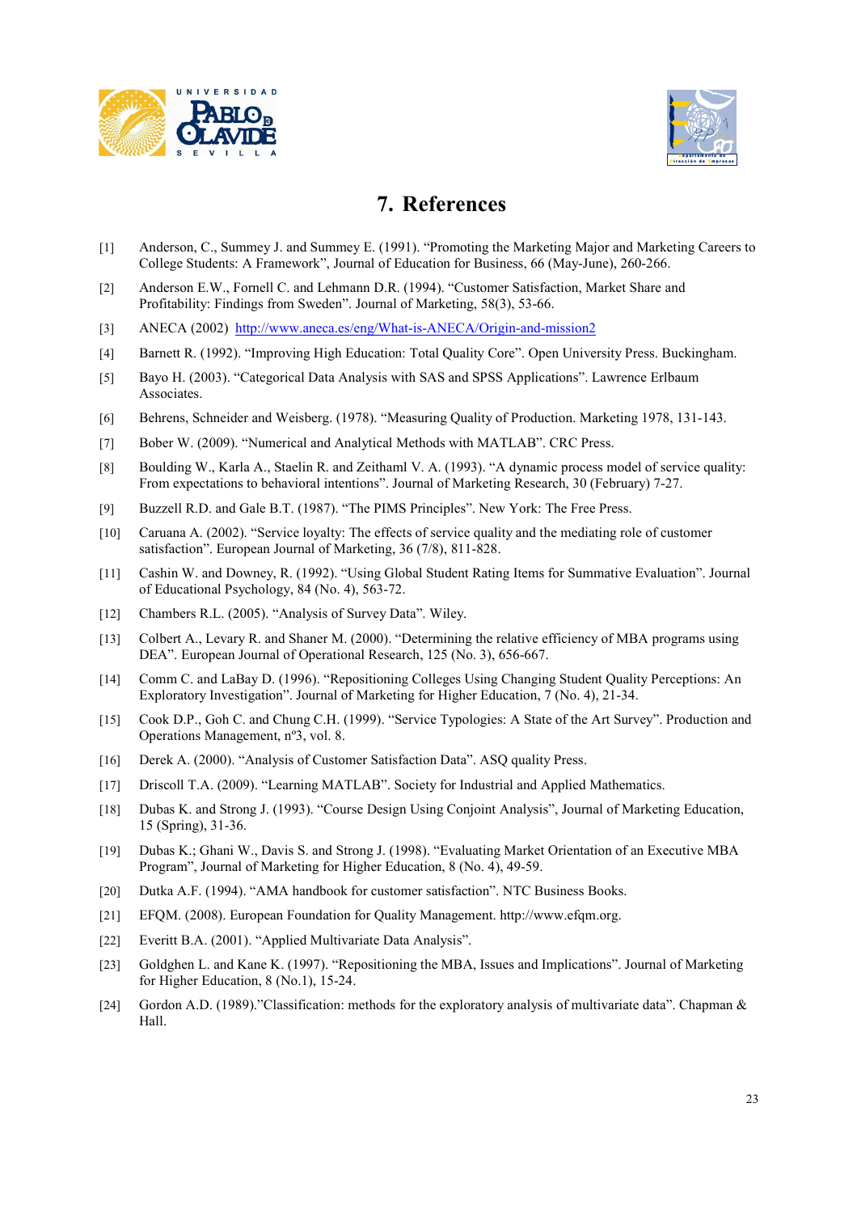# 7. References

[1] Anderson, C., Summey J. and Summey E. (1991). "Promoting the Marketing Major and Marketing Careers to College Students: A Framework", Journal of Education for Business, 66 (May-June), 260-266.

[2] Anderson E.W., Fornell C. and Lehmann D.R. (1994). "Customer Satisfaction, Market Share and Profitability: Findings from Sweden". Journal of Marketing, 58(3), 53-66.

[3] ANECA (2002) http://www.aneca.es/eng/What-is-ANECA/Origin-and-mission2

[4] Barnett R. (1992). "Improving High Education: Total Quality Core". Open University Press. Buckingham.

[5] Bayo H. (2003). "Categorical Data Analysis with SAS and SPSS Applications". Lawrence Erlbaum Associates.

[6] Behrens, Schneider and Weisberg. (1978). "Measuring Quality of Production. Marketing 1978, 131-143.

[7] Bober W. (2009). "Numerical and Analytical Methods with MATLAB". CRC Press.

[8] Boulding W., Karla A., Staelin R. and Zeithaml V. A. (1993). "A dynamic process model of service quality: From expectations to behavioral intentions". Journal of Marketing Research, 30 (February) 7-27.

[9] Buzzell R.D. and Gale B.T. (1987). "The PIMS Principles". New York: The Free Press.

[10] Caruana A. (2002). "Service loyalty: The effects of service quality and the mediating role of customer satisfaction". European Journal of Marketing, 36 (7/8), 811-828.

[11] Cashin W. and Downey, R. (1992). "Using Global Student Rating Items for Summative Evaluation". Journal of Educational Psychology, 84 (No. 4), 563-72.

[12] Chambers R.L. (2005). "Analysis of Survey Data". Wiley.

[13] Colbert A., Levary R. and Shaner M. (2000). "Determining the relative efficiency of MBA programs using DEA". European Journal of Operational Research, 125 (No. 3), 656-667.

[14] Comm C. and LaBay D. (1996). "Repositioning Colleges Using Changing Student Quality Perceptions: An Exploratory Investigation". Journal of Marketing for Higher Education, 7 (No. 4), 21-34.

[15] Cook D.P., Goh C. and Chung C.H. (1999). "Service Typologies: A State of the Art Survey". Production and Operations Management, nº3, vol. 8.

[16] Derek A. (2000). "Analysis of Customer Satisfaction Data". ASQ quality Press.

[17] Driscoll T.A. (2009). "Learning MATLAB". Society for Industrial and Applied Mathematics.

[18] Dubas K. and Strong J. (1993). "Course Design Using Conjoint Analysis", Journal of Marketing Education, 15 (Spring), 31-36.

[19] Dubas K.; Ghani W., Davis S. and Strong J. (1998). "Evaluating Market Orientation of an Executive MBA Program", Journal of Marketing for Higher Education, 8 (No. 4), 49-59.

[20] Dutka A.F. (1994). "AMA handbook for customer satisfaction". NTC Business Books.

[21] EFQM. (2008). European Foundation for Quality Management. http://www.efqm.org.

[22] Everitt B.A. (2001). "Applied Multivariate Data Analysis".

[23] Goldghen L. and Kane K. (1997). "Repositioning the MBA, Issues and Implications". Journal of Marketing for Higher Education, 8 (No.1), 15-24.

[24] Gordon A.D. (1989)."Classification: methods for the exploratory analysis of multivariate data". Chapman & Hall.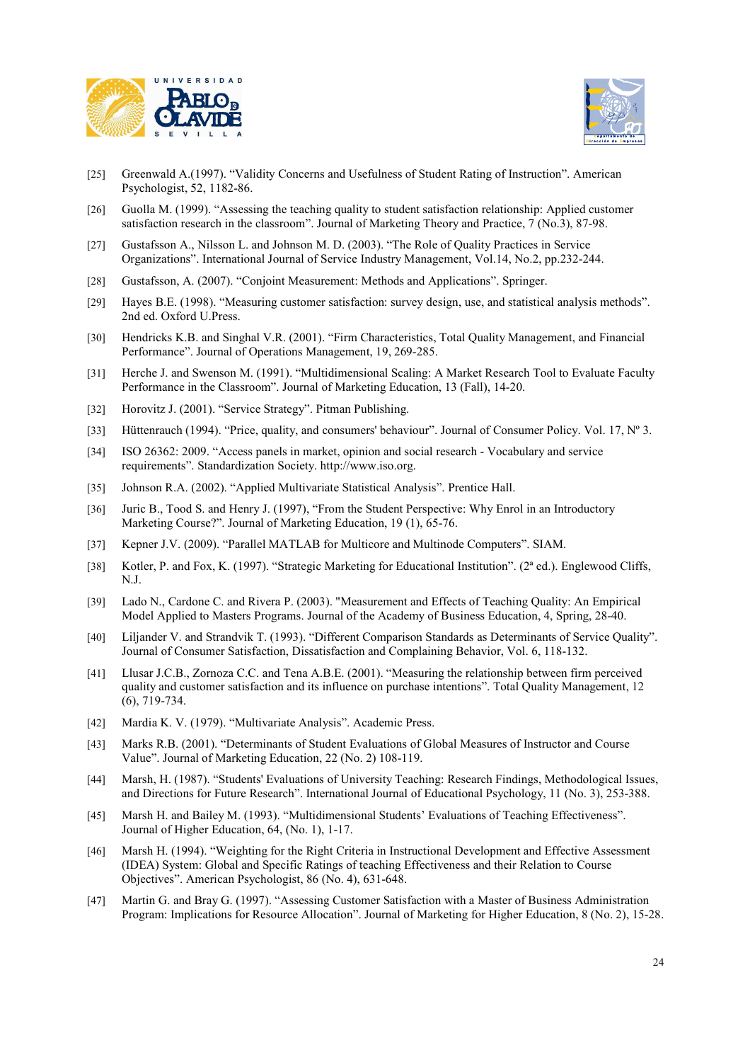[25] Greenwald A.(1997). "Validity Concerns and Usefulness of Student Rating of Instruction". American Psychologist, 52, 1182-86.

[26] Guolla M. (1999). "Assessing the teaching quality to student satisfaction relationship: Applied customer satisfaction research in the classroom". Journal of Marketing Theory and Practice, 7 (No.3), 87-98.

[27] Gustafsson A., Nilsson L. and Johnson M. D. (2003). "The Role of Quality Practices in Service Organizations". International Journal of Service Industry Management, Vol.14, No.2, pp.232-244.

[28] Gustafsson, A. (2007). "Conjoint Measurement: Methods and Applications". Springer.

[29] Hayes B.E. (1998). "Measuring customer satisfaction: survey design, use, and statistical analysis methods". 2nd ed. Oxford U.Press.

[30] Hendricks K.B. and Singhal V.R. (2001). "Firm Characteristics, Total Quality Management, and Financial Performance". Journal of Operations Management, 19, 269-285.

[31] Herche J. and Swenson M. (1991). "Multidimensional Scaling: A Market Research Tool to Evaluate Faculty Performance in the Classroom". Journal of Marketing Education, 13 (Fall), 14-20.

[32] Horovitz J. (2001). "Service Strategy". Pitman Publishing.

[33] Hüttenrauch (1994). "Price, quality, and consumers' behaviour". Journal of Consumer Policy. Vol. 17, Nº 3.

[34] ISO 26362: 2009. "Access panels in market, opinion and social research - Vocabulary and service requirements". Standardization Society. http://www.iso.org.

[35] Johnson R.A. (2002). "Applied Multivariate Statistical Analysis". Prentice Hall.

[36] Juric B., Tood S. and Henry J. (1997), "From the Student Perspective: Why Enrol in an Introductory Marketing Course?". Journal of Marketing Education, 19 (1), 65-76.

[37] Kepner J.V. (2009). "Parallel MATLAB for Multicore and Multinode Computers". SIAM.

[38] Kotler, P. and Fox, K. (1997). "Strategic Marketing for Educational Institution". (2ª ed.). Englewood Cliffs, N.J.

[39] Lado N., Cardone C. and Rivera P. (2003). "Measurement and Effects of Teaching Quality: An Empirical Model Applied to Masters Programs. Journal of the Academy of Business Education, 4, Spring, 28-40.

[40] Liljander V. and Strandvik T. (1993). "Different Comparison Standards as Determinants of Service Quality". Journal of Consumer Satisfaction, Dissatisfaction and Complaining Behavior, Vol. 6, 118-132.

[41] Llusar J.C.B., Zornoza C.C. and Tena A.B.E. (2001). "Measuring the relationship between firm perceived quality and customer satisfaction and its influence on purchase intentions". Total Quality Management, 12 (6), 719-734.

[42] Mardia K. V. (1979). "Multivariate Analysis". Academic Press.

[43] Marks R.B. (2001). "Determinants of Student Evaluations of Global Measures of Instructor and Course Value". Journal of Marketing Education, 22 (No. 2) 108-119.

[44] Marsh, H. (1987). "Students' Evaluations of University Teaching: Research Findings, Methodological Issues, and Directions for Future Research". International Journal of Educational Psychology, 11 (No. 3), 253-388.

[45] Marsh H. and Bailey M. (1993). "Multidimensional Students' Evaluations of Teaching Effectiveness". Journal of Higher Education, 64, (No. 1), 1-17.

[46] Marsh H. (1994). "Weighting for the Right Criteria in Instructional Development and Effective Assessment (IDEA) System: Global and Specific Ratings of teaching Effectiveness and their Relation to Course Objectives". American Psychologist, 86 (No. 4), 631-648.

[47] Martin G. and Bray G. (1997). "Assessing Customer Satisfaction with a Master of Business Administration Program: Implications for Resource Allocation". Journal of Marketing for Higher Education, 8 (No. 2), 15-28.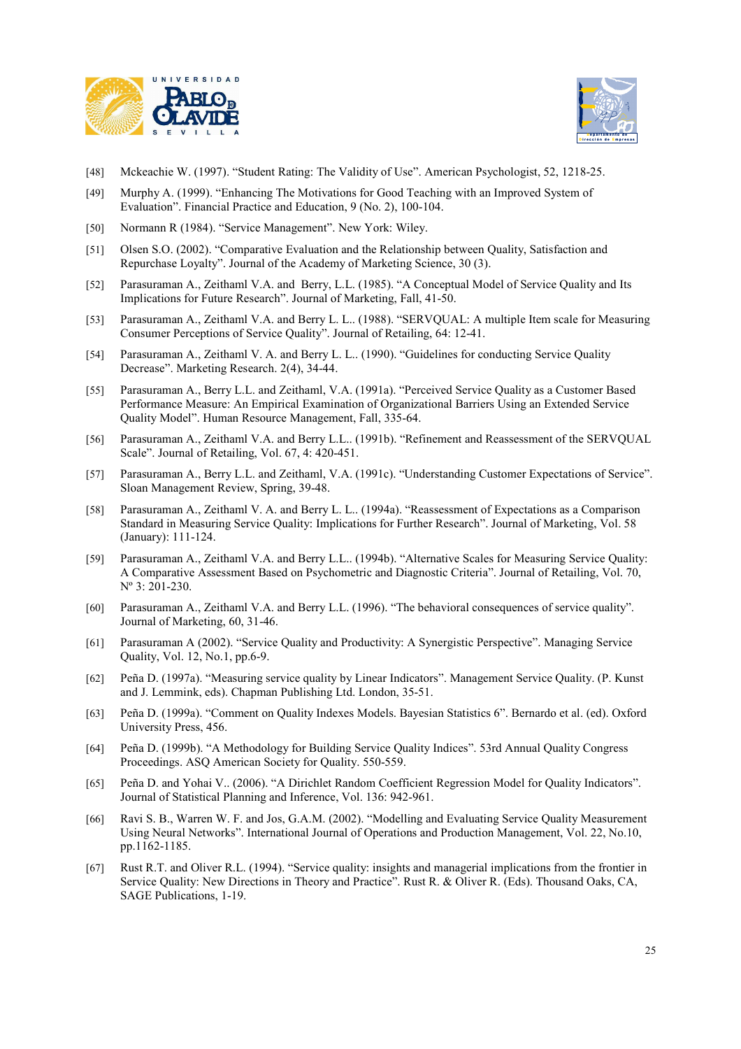[48] Mckeachie W. (1997). "Student Rating: The Validity of Use". American Psychologist, 52, 1218-25.

[49] Murphy A. (1999). "Enhancing The Motivations for Good Teaching with an Improved System of Evaluation". Financial Practice and Education, 9 (No. 2), 100-104.

[50] Normann R (1984). "Service Management". New York: Wiley.

[51] Olsen S.O. (2002). "Comparative Evaluation and the Relationship between Quality, Satisfaction and Repurchase Loyalty". Journal of the Academy of Marketing Science, 30 (3).

[52] Parasuraman A., Zeithaml V.A. and Berry, L.L. (1985). "A Conceptual Model of Service Quality and Its Implications for Future Research". Journal of Marketing, Fall, 41-50.

[53] Parasuraman A., Zeithaml V.A. and Berry L. L.. (1988). "SERVQUAL: A multiple Item scale for Measuring Consumer Perceptions of Service Quality". Journal of Retailing, 64: 12-41.

[54] Parasuraman A., Zeithaml V. A. and Berry L. L.. (1990). "Guidelines for conducting Service Quality Decrease". Marketing Research. 2(4), 34-44.

[55] Parasuraman A., Berry L.L. and Zeithaml, V.A. (1991a). "Perceived Service Quality as a Customer Based Performance Measure: An Empirical Examination of Organizational Barriers Using an Extended Service Quality Model". Human Resource Management, Fall, 335-64.

[56] Parasuraman A., Zeithaml V.A. and Berry L.L.. (1991b). "Refinement and Reassessment of the SERVQUAL Scale". Journal of Retailing, Vol. 67, 4: 420-451.

[57] Parasuraman A., Berry L.L. and Zeithaml, V.A. (1991c). "Understanding Customer Expectations of Service". Sloan Management Review, Spring, 39-48.

[58] Parasuraman A., Zeithaml V. A. and Berry L. L.. (1994a). "Reassessment of Expectations as a Comparison Standard in Measuring Service Quality: Implications for Further Research". Journal of Marketing, Vol. 58 (January): 111-124.

[59] Parasuraman A., Zeithaml V.A. and Berry L.L.. (1994b). "Alternative Scales for Measuring Service Quality: A Comparative Assessment Based on Psychometric and Diagnostic Criteria". Journal of Retailing, Vol. 70, Nº 3: 201-230.

[60] Parasuraman A., Zeithaml V.A. and Berry L.L. (1996). "The behavioral consequences of service quality". Journal of Marketing, 60, 31-46.

[61] Parasuraman A (2002). "Service Quality and Productivity: A Synergistic Perspective". Managing Service Quality, Vol. 12, No.1, pp.6-9.

[62] Peña D. (1997a). "Measuring service quality by Linear Indicators". Management Service Quality. (P. Kunst and J. Lemmink, eds). Chapman Publishing Ltd. London, 35-51.

[63] Peña D. (1999a). "Comment on Quality Indexes Models. Bayesian Statistics 6". Bernardo et al. (ed). Oxford University Press, 456.

[64] Peña D. (1999b). "A Methodology for Building Service Quality Indices". 53rd Annual Quality Congress Proceedings. ASQ American Society for Quality. 550-559.

[65] Peña D. and Yohai V.. (2006). "A Dirichlet Random Coefficient Regression Model for Quality Indicators". Journal of Statistical Planning and Inference, Vol. 136: 942-961.

[66] Ravi S. B., Warren W. F. and Jos, G.A.M. (2002). "Modelling and Evaluating Service Quality Measurement Using Neural Networks". International Journal of Operations and Production Management, Vol. 22, No.10, pp.1162-1185.

[67] Rust R.T. and Oliver R.L. (1994). "Service quality: insights and managerial implications from the frontier in Service Quality: New Directions in Theory and Practice". Rust R. & Oliver R. (Eds). Thousand Oaks, CA, SAGE Publications, 1-19.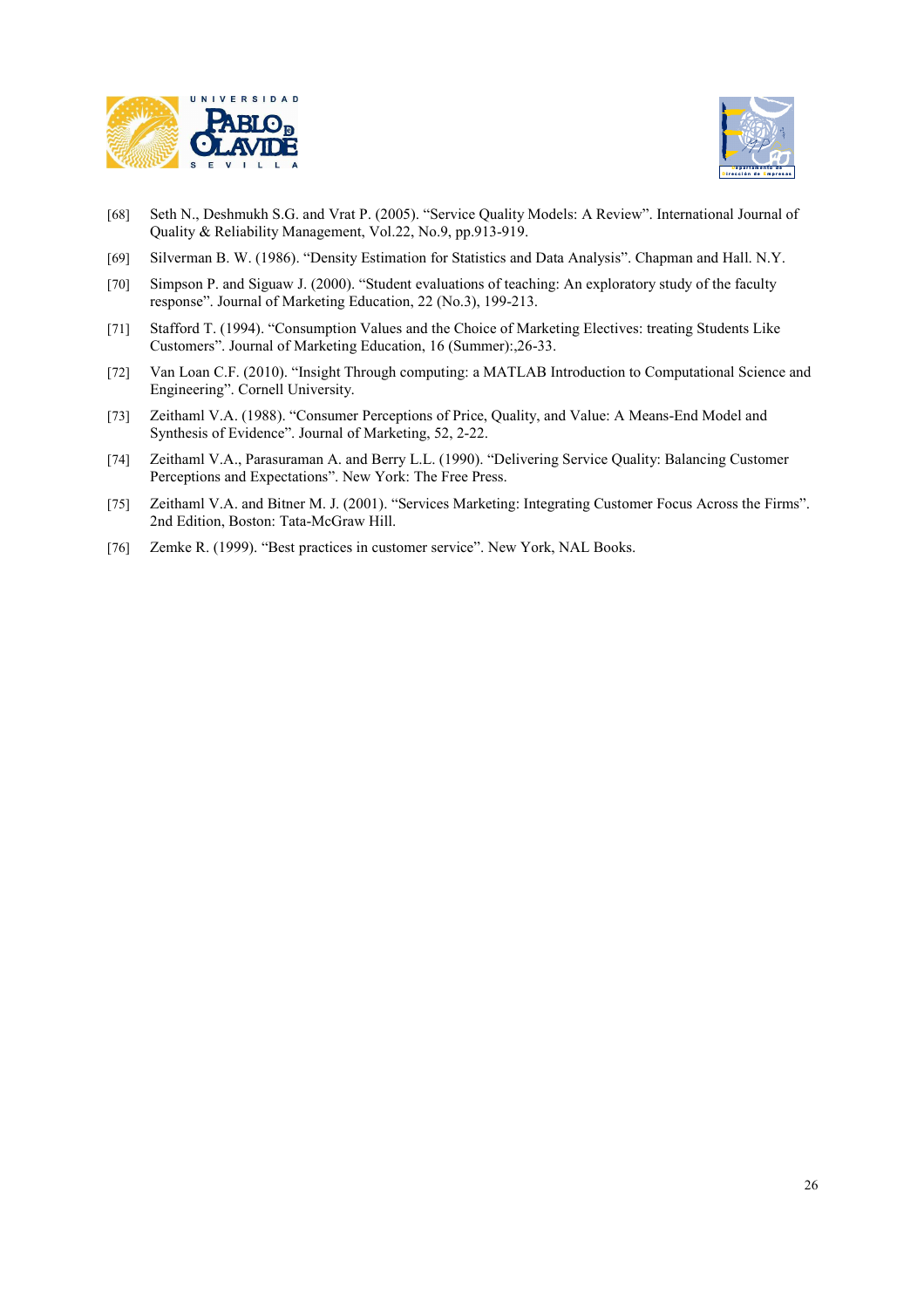[68] Seth N., Deshmukh S.G. and Vrat P. (2005). “Service Quality Models: A Review”. International Journal of Quality & Reliability Management, Vol.22, No.9, pp.913-919.

[69] Silverman B. W. (1986). “Density Estimation for Statistics and Data Analysis”. Chapman and Hall. N.Y.

[70] Simpson P. and Siguaw J. (2000). “Student evaluations of teaching: An exploratory study of the faculty response”. Journal of Marketing Education, 22 (No.3), 199-213.

[71] Stafford T. (1994). “Consumption Values and the Choice of Marketing Electives: treating Students Like Customers”. Journal of Marketing Education, 16 (Summer):,26-33.

[72] Van Loan C.F. (2010). “Insight Through computing: a MATLAB Introduction to Computational Science and Engineering”. Cornell University.

[73] Zeithaml V.A. (1988). “Consumer Perceptions of Price, Quality, and Value: A Means-End Model and Synthesis of Evidence”. Journal of Marketing, 52, 2-22.

[74] Zeithaml V.A., Parasuraman A. and Berry L.L. (1990). “Delivering Service Quality: Balancing Customer Perceptions and Expectations”. New York: The Free Press.

[75] Zeithaml V.A. and Bitner M. J. (2001). “Services Marketing: Integrating Customer Focus Across the Firms”. 2nd Edition, Boston: Tata-McGraw Hill.

[76] Zemke R. (1999). “Best practices in customer service”. New York, NAL Books.